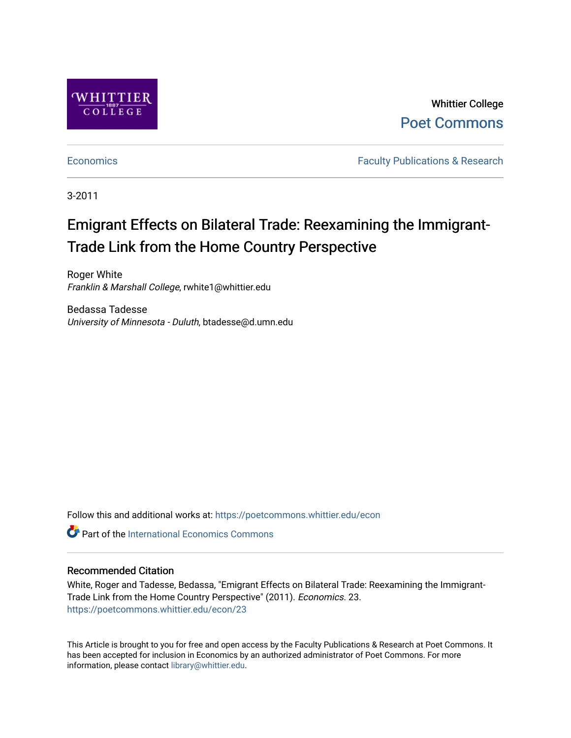Whittier College

Poet Commons

Economics

Faculty Publications & Research

3-2011

# Emigrant Effects on Bilateral Trade: Reexamining the Immigrant-Trade Link from the Home Country Perspective

Roger White
*Franklin & Marshall College*, rwhite1@whittier.edu

Bedassa Tadesse
*University of Minnesota - Duluth*, btadesse@d.umn.edu

Follow this and additional works at: https://poetcommons.whittier.edu/econ

Part of the International Economics Commons

## Recommended Citation

White, Roger and Tadesse, Bedassa, "Emigrant Effects on Bilateral Trade: Reexamining the Immigrant-Trade Link from the Home Country Perspective" (2011). *Economics*. 23.
https://poetcommons.whittier.edu/econ/23

This Article is brought to you for free and open access by the Faculty Publications & Research at Poet Commons. It has been accepted for inclusion in Economics by an authorized administrator of Poet Commons. For more information, please contact library@whittier.edu.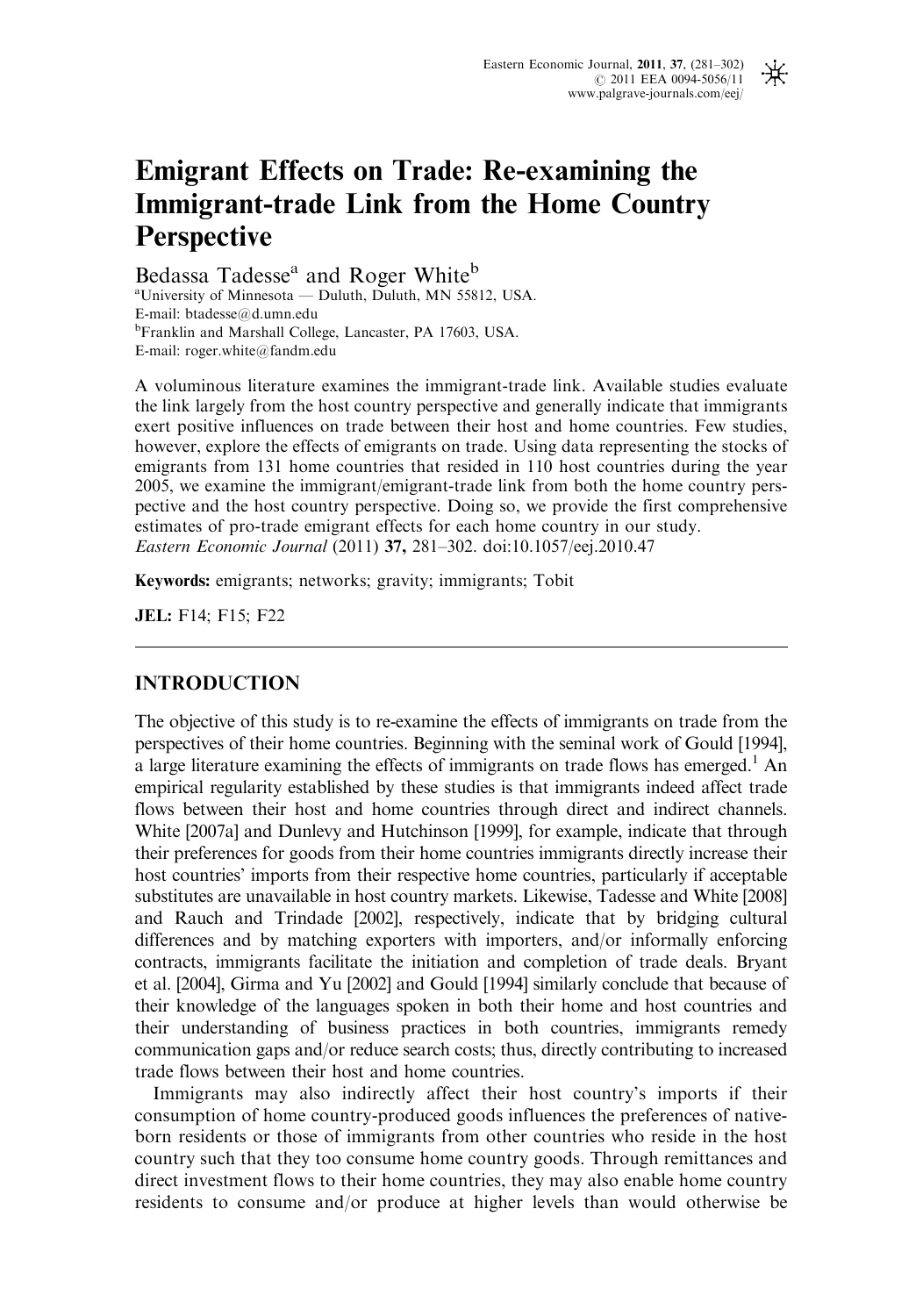# Emigrant Effects on Trade: Re-examining the Immigrant-trade Link from the Home Country Perspective

Bedassa Tadesse[a] and Roger White[b]

[a]University of Minnesota — Duluth, Duluth, MN 55812, USA.
E-mail: btadesse@d.umn.edu

[b]Franklin and Marshall College, Lancaster, PA 17603, USA.
E-mail: roger.white@fandm.edu

A voluminous literature examines the immigrant-trade link. Available studies evaluate the link largely from the host country perspective and generally indicate that immigrants exert positive influences on trade between their host and home countries. Few studies, however, explore the effects of emigrants on trade. Using data representing the stocks of emigrants from 131 home countries that resided in 110 host countries during the year 2005, we examine the immigrant/emigrant-trade link from both the home country perspective and the host country perspective. Doing so, we provide the first comprehensive estimates of pro-trade emigrant effects for each home country in our study.
*Eastern Economic Journal* (2011) **37,** 281–302. doi:10.1057/eej.2010.47

**Keywords:** emigrants; networks; gravity; immigrants; Tobit

**JEL:** F14; F15; F22

## INTRODUCTION

The objective of this study is to re-examine the effects of immigrants on trade from the perspectives of their home countries. Beginning with the seminal work of Gould [1994], a large literature examining the effects of immigrants on trade flows has emerged.[1] An empirical regularity established by these studies is that immigrants indeed affect trade flows between their host and home countries through direct and indirect channels. White [2007a] and Dunlevy and Hutchinson [1999], for example, indicate that through their preferences for goods from their home countries immigrants directly increase their host countries' imports from their respective home countries, particularly if acceptable substitutes are unavailable in host country markets. Likewise, Tadesse and White [2008] and Rauch and Trindade [2002], respectively, indicate that by bridging cultural differences and by matching exporters with importers, and/or informally enforcing contracts, immigrants facilitate the initiation and completion of trade deals. Bryant et al. [2004], Girma and Yu [2002] and Gould [1994] similarly conclude that because of their knowledge of the languages spoken in both their home and host countries and their understanding of business practices in both countries, immigrants remedy communication gaps and/or reduce search costs; thus, directly contributing to increased trade flows between their host and home countries.

Immigrants may also indirectly affect their host country's imports if their consumption of home country-produced goods influences the preferences of native-born residents or those of immigrants from other countries who reside in the host country such that they too consume home country goods. Through remittances and direct investment flows to their home countries, they may also enable home country residents to consume and/or produce at higher levels than would otherwise be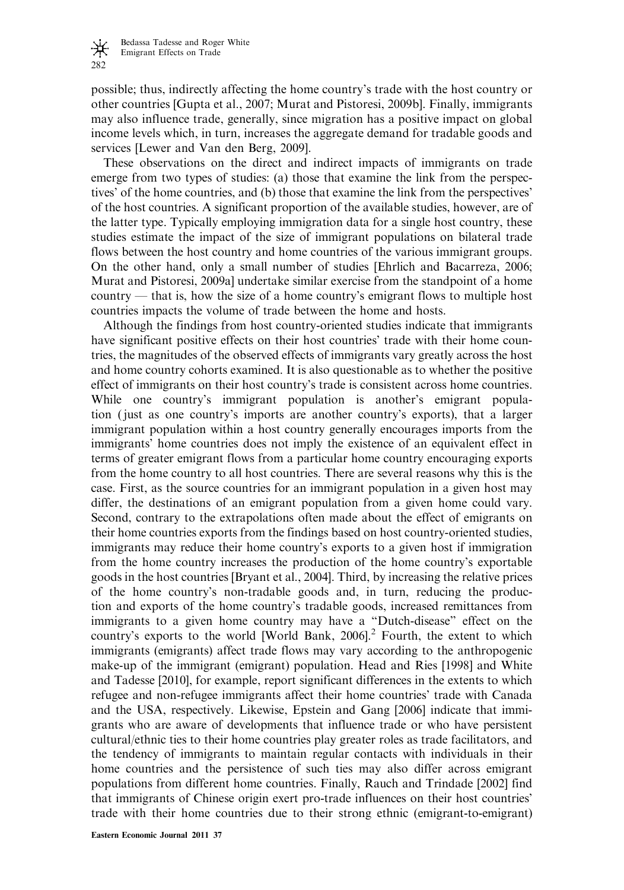possible; thus, indirectly affecting the home country's trade with the host country or other countries [Gupta et al., 2007; Murat and Pistoresi, 2009b]. Finally, immigrants may also influence trade, generally, since migration has a positive impact on global income levels which, in turn, increases the aggregate demand for tradable goods and services [Lewer and Van den Berg, 2009].

These observations on the direct and indirect impacts of immigrants on trade emerge from two types of studies: (a) those that examine the link from the perspectives' of the home countries, and (b) those that examine the link from the perspectives' of the host countries. A significant proportion of the available studies, however, are of the latter type. Typically employing immigration data for a single host country, these studies estimate the impact of the size of immigrant populations on bilateral trade flows between the host country and home countries of the various immigrant groups. On the other hand, only a small number of studies [Ehrlich and Bacarreza, 2006; Murat and Pistoresi, 2009a] undertake similar exercise from the standpoint of a home country — that is, how the size of a home country's emigrant flows to multiple host countries impacts the volume of trade between the home and hosts.

Although the findings from host country-oriented studies indicate that immigrants have significant positive effects on their host countries' trade with their home countries, the magnitudes of the observed effects of immigrants vary greatly across the host and home country cohorts examined. It is also questionable as to whether the positive effect of immigrants on their host country's trade is consistent across home countries. While one country's immigrant population is another's emigrant population (just as one country's imports are another country's exports), that a larger immigrant population within a host country generally encourages imports from the immigrants' home countries does not imply the existence of an equivalent effect in terms of greater emigrant flows from a particular home country encouraging exports from the home country to all host countries. There are several reasons why this is the case. First, as the source countries for an immigrant population in a given host may differ, the destinations of an emigrant population from a given home could vary. Second, contrary to the extrapolations often made about the effect of emigrants on their home countries exports from the findings based on host country-oriented studies, immigrants may reduce their home country's exports to a given host if immigration from the home country increases the production of the home country's exportable goods in the host countries [Bryant et al., 2004]. Third, by increasing the relative prices of the home country's non-tradable goods and, in turn, reducing the production and exports of the home country's tradable goods, increased remittances from immigrants to a given home country may have a "Dutch-disease" effect on the country's exports to the world [World Bank, 2006].[2] Fourth, the extent to which immigrants (emigrants) affect trade flows may vary according to the anthropogenic make-up of the immigrant (emigrant) population. Head and Ries [1998] and White and Tadesse [2010], for example, report significant differences in the extents to which refugee and non-refugee immigrants affect their home countries' trade with Canada and the USA, respectively. Likewise, Epstein and Gang [2006] indicate that immigrants who are aware of developments that influence trade or who have persistent cultural/ethnic ties to their home countries play greater roles as trade facilitators, and the tendency of immigrants to maintain regular contacts with individuals in their home countries and the persistence of such ties may also differ across emigrant populations from different home countries. Finally, Rauch and Trindade [2002] find that immigrants of Chinese origin exert pro-trade influences on their host countries' trade with their home countries due to their strong ethnic (emigrant-to-emigrant)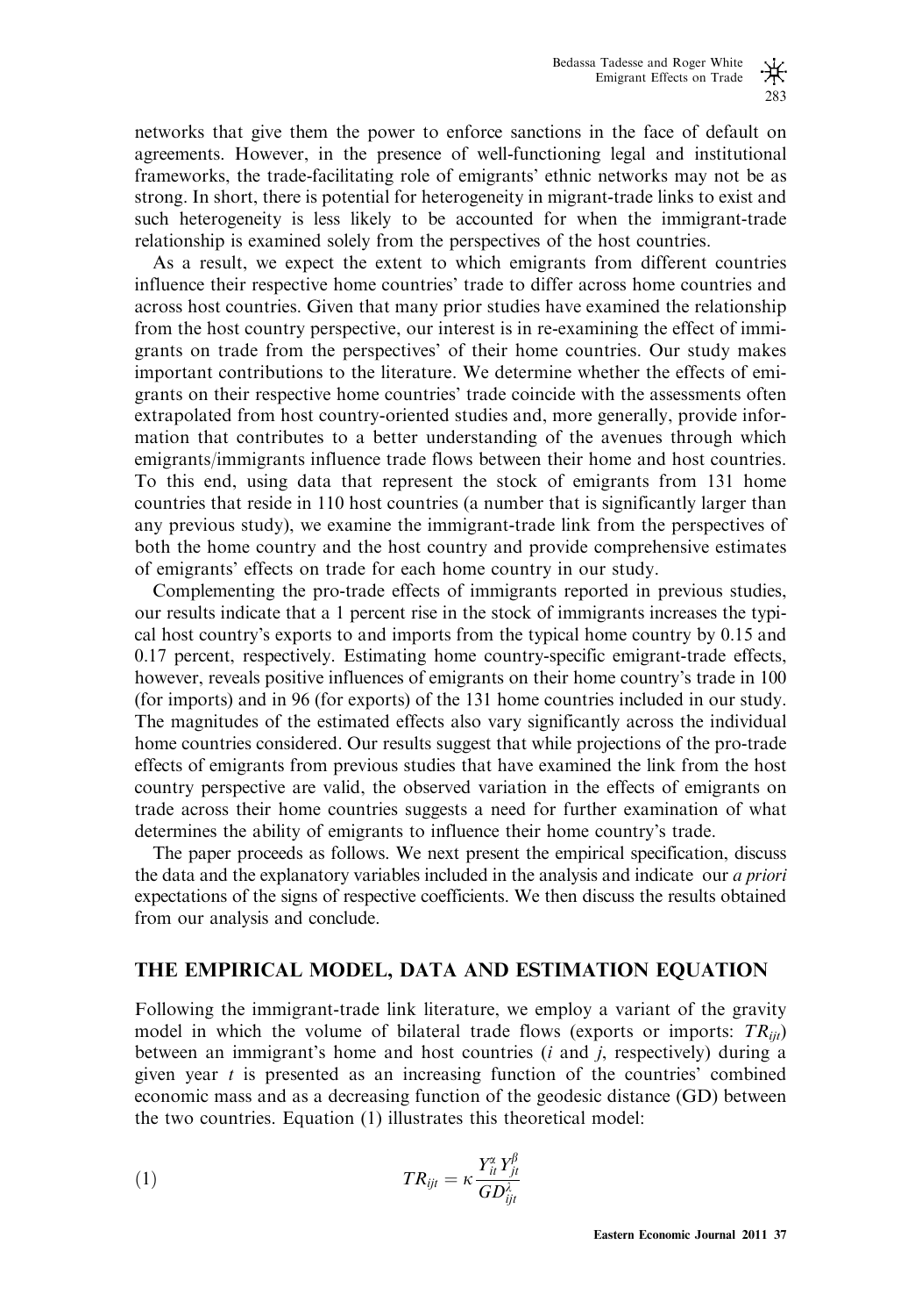networks that give them the power to enforce sanctions in the face of default on agreements. However, in the presence of well-functioning legal and institutional frameworks, the trade-facilitating role of emigrants' ethnic networks may not be as strong. In short, there is potential for heterogeneity in migrant-trade links to exist and such heterogeneity is less likely to be accounted for when the immigrant-trade relationship is examined solely from the perspectives of the host countries.

As a result, we expect the extent to which emigrants from different countries influence their respective home countries' trade to differ across home countries and across host countries. Given that many prior studies have examined the relationship from the host country perspective, our interest is in re-examining the effect of immigrants on trade from the perspectives' of their home countries. Our study makes important contributions to the literature. We determine whether the effects of emigrants on their respective home countries' trade coincide with the assessments often extrapolated from host country-oriented studies and, more generally, provide information that contributes to a better understanding of the avenues through which emigrants/immigrants influence trade flows between their home and host countries. To this end, using data that represent the stock of emigrants from 131 home countries that reside in 110 host countries (a number that is significantly larger than any previous study), we examine the immigrant-trade link from the perspectives of both the home country and the host country and provide comprehensive estimates of emigrants' effects on trade for each home country in our study.

Complementing the pro-trade effects of immigrants reported in previous studies, our results indicate that a 1 percent rise in the stock of immigrants increases the typical host country's exports to and imports from the typical home country by 0.15 and 0.17 percent, respectively. Estimating home country-specific emigrant-trade effects, however, reveals positive influences of emigrants on their home country's trade in 100 (for imports) and in 96 (for exports) of the 131 home countries included in our study. The magnitudes of the estimated effects also vary significantly across the individual home countries considered. Our results suggest that while projections of the pro-trade effects of emigrants from previous studies that have examined the link from the host country perspective are valid, the observed variation in the effects of emigrants on trade across their home countries suggests a need for further examination of what determines the ability of emigrants to influence their home country's trade.

The paper proceeds as follows. We next present the empirical specification, discuss the data and the explanatory variables included in the analysis and indicate our *a priori* expectations of the signs of respective coefficients. We then discuss the results obtained from our analysis and conclude.

## THE EMPIRICAL MODEL, DATA AND ESTIMATION EQUATION

Following the immigrant-trade link literature, we employ a variant of the gravity model in which the volume of bilateral trade flows (exports or imports: $TR_{ijt}$) between an immigrant's home and host countries ($i$ and $j$, respectively) during a given year $t$ is presented as an increasing function of the countries' combined economic mass and as a decreasing function of the geodesic distance (GD) between the two countries. Equation (1) illustrates this theoretical model:

$$TR_{ijt} = \kappa \frac{Y_{it}^{\alpha} Y_{jt}^{\beta}}{GD_{ijt}^{\lambda}} \tag{1}$$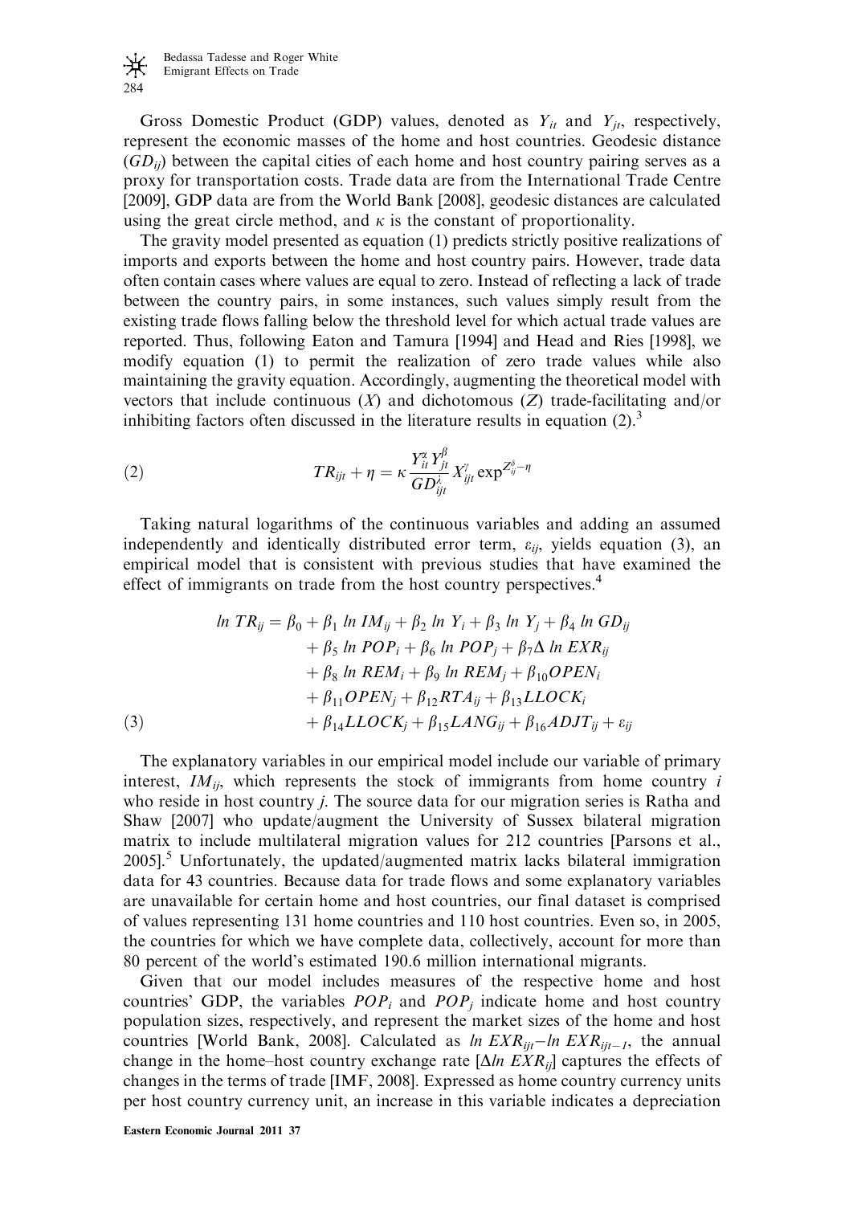Gross Domestic Product (GDP) values, denoted as $Y_{it}$ and $Y_{jt}$, respectively, represent the economic masses of the home and host countries. Geodesic distance ($GD_{ij}$) between the capital cities of each home and host country pairing serves as a proxy for transportation costs. Trade data are from the International Trade Centre [2009], GDP data are from the World Bank [2008], geodesic distances are calculated using the great circle method, and $\kappa$ is the constant of proportionality.

The gravity model presented as equation (1) predicts strictly positive realizations of imports and exports between the home and host country pairs. However, trade data often contain cases where values are equal to zero. Instead of reflecting a lack of trade between the country pairs, in some instances, such values simply result from the existing trade flows falling below the threshold level for which actual trade values are reported. Thus, following Eaton and Tamura [1994] and Head and Ries [1998], we modify equation (1) to permit the realization of zero trade values while also maintaining the gravity equation. Accordingly, augmenting the theoretical model with vectors that include continuous ($X$) and dichotomous ($Z$) trade-facilitating and/or inhibiting factors often discussed in the literature results in equation (2).[3]

$$TR_{ijt} + \eta = \kappa \frac{Y_{it}^{\alpha} Y_{jt}^{\beta}}{GD_{ijt}^{\lambda}} X_{ijt}^{\gamma} \exp^{Z_{ij}^{\delta} - \eta} \tag{2}$$

Taking natural logarithms of the continuous variables and adding an assumed independently and identically distributed error term, $\varepsilon_{ij}$, yields equation (3), an empirical model that is consistent with previous studies that have examined the effect of immigrants on trade from the host country perspectives.[4]

$$\begin{aligned} \ln TR_{ij} = {} & \beta_0 + \beta_1 \ln IM_{ij} + \beta_2 \ln Y_i + \beta_3 \ln Y_j + \beta_4 \ln GD_{ij} \\ & + \beta_5 \ln POP_i + \beta_6 \ln POP_j + \beta_7 \Delta \ln EXR_{ij} \\ & + \beta_8 \ln REM_i + \beta_9 \ln REM_j + \beta_{10} OPEN_i \\ & + \beta_{11} OPEN_j + \beta_{12} RTA_{ij} + \beta_{13} LLOCK_i \\ & + \beta_{14} LLOCK_j + \beta_{15} LANG_{ij} + \beta_{16} ADJT_{ij} + \varepsilon_{ij} \end{aligned} \tag{3}$$

The explanatory variables in our empirical model include our variable of primary interest, $IM_{ij}$, which represents the stock of immigrants from home country $i$ who reside in host country $j$. The source data for our migration series is Ratha and Shaw [2007] who update/augment the University of Sussex bilateral migration matrix to include multilateral migration values for 212 countries [Parsons et al., 2005].[5] Unfortunately, the updated/augmented matrix lacks bilateral immigration data for 43 countries. Because data for trade flows and some explanatory variables are unavailable for certain home and host countries, our final dataset is comprised of values representing 131 home countries and 110 host countries. Even so, in 2005, the countries for which we have complete data, collectively, account for more than 80 percent of the world's estimated 190.6 million international migrants.

Given that our model includes measures of the respective home and host countries' GDP, the variables $POP_i$ and $POP_j$ indicate home and host country population sizes, respectively, and represent the market sizes of the home and host countries [World Bank, 2008]. Calculated as $\ln EXR_{ijt} - \ln EXR_{ijt-1}$, the annual change in the home–host country exchange rate [$\Delta \ln EXR_{ij}$] captures the effects of changes in the terms of trade [IMF, 2008]. Expressed as home country currency units per host country currency unit, an increase in this variable indicates a depreciation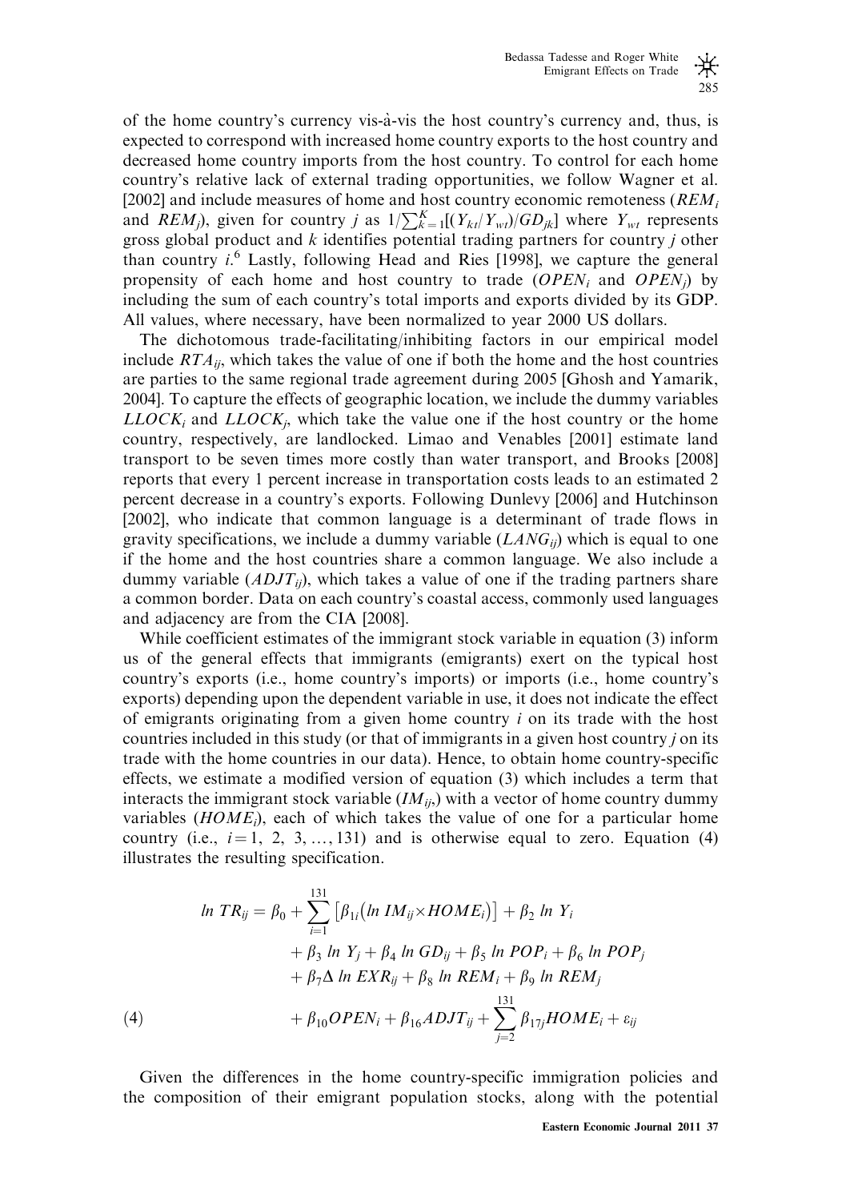of the home country's currency vis-à-vis the host country's currency and, thus, is expected to correspond with increased home country exports to the host country and decreased home country imports from the host country. To control for each home country's relative lack of external trading opportunities, we follow Wagner et al. [2002] and include measures of home and host country economic remoteness ($REM_i$ and $REM_j$), given for country $j$ as $1/\sum_{k=1}^{K}[(Y_{kt}/Y_{wt})/GD_{jk}]$ where $Y_{wt}$ represents gross global product and $k$ identifies potential trading partners for country $j$ other than country $i$.[6] Lastly, following Head and Ries [1998], we capture the general propensity of each home and host country to trade ($OPEN_i$ and $OPEN_j$) by including the sum of each country's total imports and exports divided by its GDP. All values, where necessary, have been normalized to year 2000 US dollars.

The dichotomous trade-facilitating/inhibiting factors in our empirical model include $RTA_{ij}$, which takes the value of one if both the home and the host countries are parties to the same regional trade agreement during 2005 [Ghosh and Yamarik, 2004]. To capture the effects of geographic location, we include the dummy variables $LLOCK_i$ and $LLOCK_j$, which take the value one if the host country or the home country, respectively, are landlocked. Limao and Venables [2001] estimate land transport to be seven times more costly than water transport, and Brooks [2008] reports that every 1 percent increase in transportation costs leads to an estimated 2 percent decrease in a country's exports. Following Dunlevy [2006] and Hutchinson [2002], who indicate that common language is a determinant of trade flows in gravity specifications, we include a dummy variable ($LANG_{ij}$) which is equal to one if the home and the host countries share a common language. We also include a dummy variable ($ADJT_{ij}$), which takes a value of one if the trading partners share a common border. Data on each country's coastal access, commonly used languages and adjacency are from the CIA [2008].

While coefficient estimates of the immigrant stock variable in equation (3) inform us of the general effects that immigrants (emigrants) exert on the typical host country's exports (i.e., home country's imports) or imports (i.e., home country's exports) depending upon the dependent variable in use, it does not indicate the effect of emigrants originating from a given home country $i$ on its trade with the host countries included in this study (or that of immigrants in a given host country $j$ on its trade with the home countries in our data). Hence, to obtain home country-specific effects, we estimate a modified version of equation (3) which includes a term that interacts the immigrant stock variable ($IM_{ij}$,) with a vector of home country dummy variables ($HOME_i$), each of which takes the value of one for a particular home country (i.e., $i=1, 2, 3, \ldots, 131$) and is otherwise equal to zero. Equation (4) illustrates the resulting specification.

$$
\begin{aligned}
\ln TR_{ij} = \beta_0 &+ \sum_{i=1}^{131}\left[\beta_{1i}\left(\ln IM_{ij}\times HOME_i\right)\right] + \beta_2 \ln Y_i \\
&+ \beta_3 \ln Y_j + \beta_4 \ln GD_{ij} + \beta_5 \ln POP_i + \beta_6 \ln POP_j \\
&+ \beta_7 \Delta \ln EXR_{ij} + \beta_8 \ln REM_i + \beta_9 \ln REM_j \\
&+ \beta_{10} OPEN_i + \beta_{16} ADJT_{ij} + \sum_{j=2}^{131}\beta_{17j} HOME_i + \varepsilon_{ij}
\end{aligned} \tag{4}
$$

Given the differences in the home country-specific immigration policies and the composition of their emigrant population stocks, along with the potential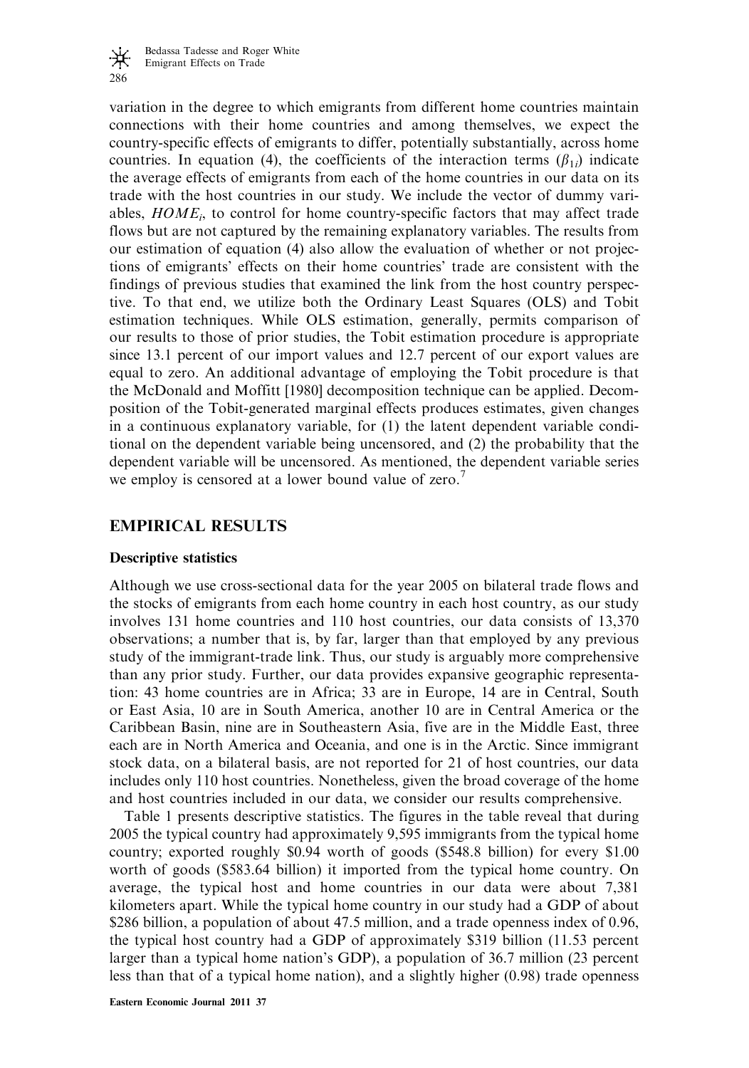variation in the degree to which emigrants from different home countries maintain connections with their home countries and among themselves, we expect the country-specific effects of emigrants to differ, potentially substantially, across home countries. In equation (4), the coefficients of the interaction terms ($\beta_{1i}$) indicate the average effects of emigrants from each of the home countries in our data on its trade with the host countries in our study. We include the vector of dummy variables, $HOME_i$, to control for home country-specific factors that may affect trade flows but are not captured by the remaining explanatory variables. The results from our estimation of equation (4) also allow the evaluation of whether or not projections of emigrants' effects on their home countries' trade are consistent with the findings of previous studies that examined the link from the host country perspective. To that end, we utilize both the Ordinary Least Squares (OLS) and Tobit estimation techniques. While OLS estimation, generally, permits comparison of our results to those of prior studies, the Tobit estimation procedure is appropriate since 13.1 percent of our import values and 12.7 percent of our export values are equal to zero. An additional advantage of employing the Tobit procedure is that the McDonald and Moffitt [1980] decomposition technique can be applied. Decomposition of the Tobit-generated marginal effects produces estimates, given changes in a continuous explanatory variable, for (1) the latent dependent variable conditional on the dependent variable being uncensored, and (2) the probability that the dependent variable will be uncensored. As mentioned, the dependent variable series we employ is censored at a lower bound value of zero.[7]

## EMPIRICAL RESULTS

### Descriptive statistics

Although we use cross-sectional data for the year 2005 on bilateral trade flows and the stocks of emigrants from each home country in each host country, as our study involves 131 home countries and 110 host countries, our data consists of 13,370 observations; a number that is, by far, larger than that employed by any previous study of the immigrant-trade link. Thus, our study is arguably more comprehensive than any prior study. Further, our data provides expansive geographic representation: 43 home countries are in Africa; 33 are in Europe, 14 are in Central, South or East Asia, 10 are in South America, another 10 are in Central America or the Caribbean Basin, nine are in Southeastern Asia, five are in the Middle East, three each are in North America and Oceania, and one is in the Arctic. Since immigrant stock data, on a bilateral basis, are not reported for 21 of host countries, our data includes only 110 host countries. Nonetheless, given the broad coverage of the home and host countries included in our data, we consider our results comprehensive.

Table 1 presents descriptive statistics. The figures in the table reveal that during 2005 the typical country had approximately 9,595 immigrants from the typical home country; exported roughly \$0.94 worth of goods (\$548.8 billion) for every \$1.00 worth of goods (\$583.64 billion) it imported from the typical home country. On average, the typical host and home countries in our data were about 7,381 kilometers apart. While the typical home country in our study had a GDP of about \$286 billion, a population of about 47.5 million, and a trade openness index of 0.96, the typical host country had a GDP of approximately \$319 billion (11.53 percent larger than a typical home nation's GDP), a population of 36.7 million (23 percent less than that of a typical home nation), and a slightly higher (0.98) trade openness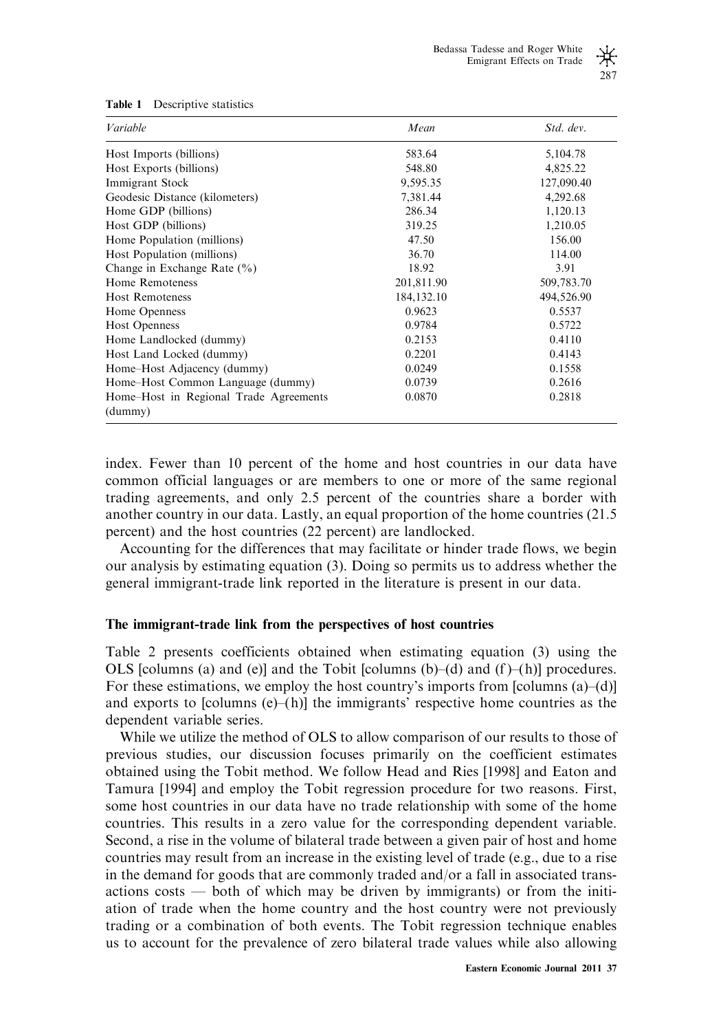**Table 1** Descriptive statistics

| *Variable* | *Mean* | *Std. dev.* |
|---|---|---|
| Host Imports (billions) | 583.64 | 5,104.78 |
| Host Exports (billions) | 548.80 | 4,825.22 |
| Immigrant Stock | 9,595.35 | 127,090.40 |
| Geodesic Distance (kilometers) | 7,381.44 | 4,292.68 |
| Home GDP (billions) | 286.34 | 1,120.13 |
| Host GDP (billions) | 319.25 | 1,210.05 |
| Home Population (millions) | 47.50 | 156.00 |
| Host Population (millions) | 36.70 | 114.00 |
| Change in Exchange Rate (%) | 18.92 | 3.91 |
| Home Remoteness | 201,811.90 | 509,783.70 |
| Host Remoteness | 184,132.10 | 494,526.90 |
| Home Openness | 0.9623 | 0.5537 |
| Host Openness | 0.9784 | 0.5722 |
| Home Landlocked (dummy) | 0.2153 | 0.4110 |
| Host Land Locked (dummy) | 0.2201 | 0.4143 |
| Home–Host Adjacency (dummy) | 0.0249 | 0.1558 |
| Home–Host Common Language (dummy) | 0.0739 | 0.2616 |
| Home–Host in Regional Trade Agreements (dummy) | 0.0870 | 0.2818 |

index. Fewer than 10 percent of the home and host countries in our data have common official languages or are members to one or more of the same regional trading agreements, and only 2.5 percent of the countries share a border with another country in our data. Lastly, an equal proportion of the home countries (21.5 percent) and the host countries (22 percent) are landlocked.

Accounting for the differences that may facilitate or hinder trade flows, we begin our analysis by estimating equation (3). Doing so permits us to address whether the general immigrant-trade link reported in the literature is present in our data.

### The immigrant-trade link from the perspectives of host countries

Table 2 presents coefficients obtained when estimating equation (3) using the OLS [columns (a) and (e)] and the Tobit [columns (b)–(d) and (f)–(h)] procedures. For these estimations, we employ the host country's imports from [columns (a)–(d)] and exports to [columns (e)–(h)] the immigrants' respective home countries as the dependent variable series.

While we utilize the method of OLS to allow comparison of our results to those of previous studies, our discussion focuses primarily on the coefficient estimates obtained using the Tobit method. We follow Head and Ries [1998] and Eaton and Tamura [1994] and employ the Tobit regression procedure for two reasons. First, some host countries in our data have no trade relationship with some of the home countries. This results in a zero value for the corresponding dependent variable. Second, a rise in the volume of bilateral trade between a given pair of host and home countries may result from an increase in the existing level of trade (e.g., due to a rise in the demand for goods that are commonly traded and/or a fall in associated transactions costs — both of which may be driven by immigrants) or from the initiation of trade when the home country and the host country were not previously trading or a combination of both events. The Tobit regression technique enables us to account for the prevalence of zero bilateral trade values while also allowing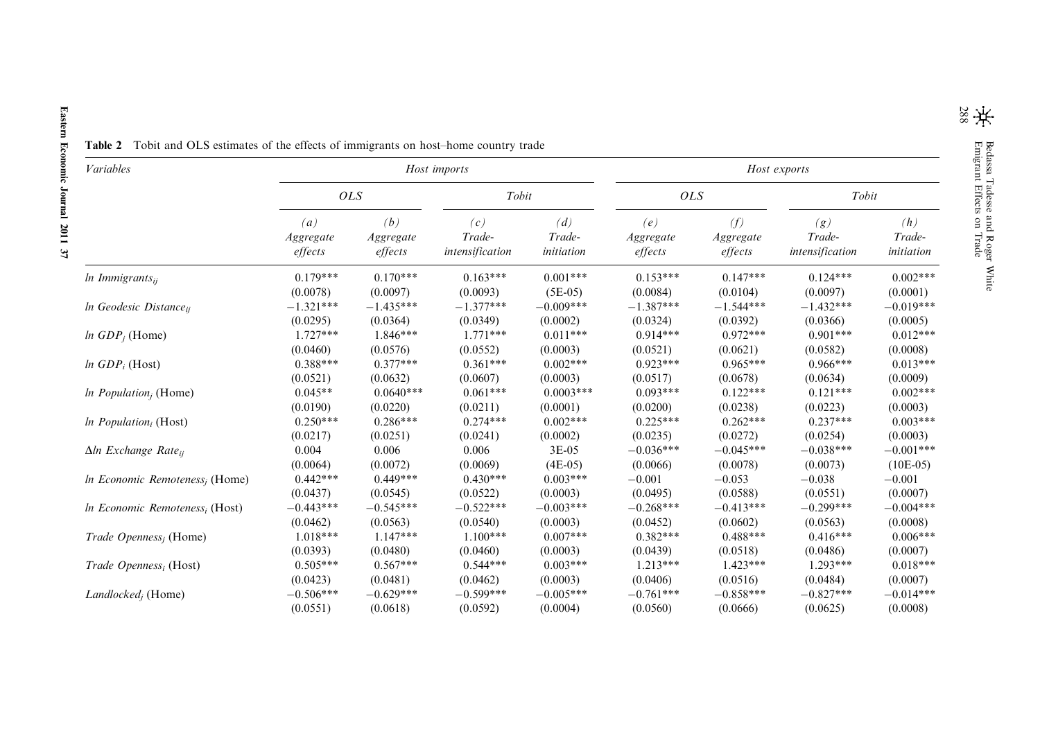**Table 2** Tobit and OLS estimates of the effects of immigrants on host–home country trade

| *Variables* | *Host imports* | | | | *Host exports* | | | |
|---|---|---|---|---|---|---|---|---|
| | *OLS* | | *Tobit* | | *OLS* | | *Tobit* | |
| | *(a)* *Aggregate effects* | *(b)* *Aggregate effects* | *(c)* *Trade-intensification* | *(d)* *Trade-initiation* | *(e)* *Aggregate effects* | *(f)* *Aggregate effects* | *(g)* *Trade-intensification* | *(h)* *Trade-initiation* |
| $ln\ Immigrants_{ij}$ | 0.179*** | 0.170*** | 0.163*** | 0.001*** | 0.153*** | 0.147*** | 0.124*** | 0.002*** |
| | (0.0078) | (0.0097) | (0.0093) | (5E-05) | (0.0084) | (0.0104) | (0.0097) | (0.0001) |
| $ln\ Geodesic\ Distance_{ij}$ | −1.321*** | −1.435*** | −1.377*** | −0.009*** | −1.387*** | −1.544*** | −1.432*** | −0.019*** |
| | (0.0295) | (0.0364) | (0.0349) | (0.0002) | (0.0324) | (0.0392) | (0.0366) | (0.0005) |
| $ln\ GDP_j$ (Home) | 1.727*** | 1.846*** | 1.771*** | 0.011*** | 0.914*** | 0.972*** | 0.901*** | 0.012*** |
| | (0.0460) | (0.0576) | (0.0552) | (0.0003) | (0.0521) | (0.0621) | (0.0582) | (0.0008) |
| $ln\ GDP_i$ (Host) | 0.388*** | 0.377*** | 0.361*** | 0.002*** | 0.923*** | 0.965*** | 0.966*** | 0.013*** |
| | (0.0521) | (0.0632) | (0.0607) | (0.0003) | (0.0517) | (0.0678) | (0.0634) | (0.0009) |
| $ln\ Population_j$ (Home) | 0.045** | 0.0640*** | 0.061*** | 0.0003*** | 0.093*** | 0.122*** | 0.121*** | 0.002*** |
| | (0.0190) | (0.0220) | (0.0211) | (0.0001) | (0.0200) | (0.0238) | (0.0223) | (0.0003) |
| $ln\ Population_i$ (Host) | 0.250*** | 0.286*** | 0.274*** | 0.002*** | 0.225*** | 0.262*** | 0.237*** | 0.003*** |
| | (0.0217) | (0.0251) | (0.0241) | (0.0002) | (0.0235) | (0.0272) | (0.0254) | (0.0003) |
| $\Delta ln\ Exchange\ Rate_{ij}$ | 0.004 | 0.006 | 0.006 | 3E-05 | −0.036*** | −0.045*** | −0.038*** | −0.001*** |
| | (0.0064) | (0.0072) | (0.0069) | (4E-05) | (0.0066) | (0.0078) | (0.0073) | (10E-05) |
| $ln\ Economic\ Remoteness_j$ (Home) | 0.442*** | 0.449*** | 0.430*** | 0.003*** | −0.001 | −0.053 | −0.038 | −0.001 |
| | (0.0437) | (0.0545) | (0.0522) | (0.0003) | (0.0495) | (0.0588) | (0.0551) | (0.0007) |
| $ln\ Economic\ Remoteness_i$ (Host) | −0.443*** | −0.545*** | −0.522*** | −0.003*** | −0.268*** | −0.413*** | −0.299*** | −0.004*** |
| | (0.0462) | (0.0563) | (0.0540) | (0.0003) | (0.0452) | (0.0602) | (0.0563) | (0.0008) |
| $Trade\ Openness_j$ (Home) | 1.018*** | 1.147*** | 1.100*** | 0.007*** | 0.382*** | 0.488*** | 0.416*** | 0.006*** |
| | (0.0393) | (0.0480) | (0.0460) | (0.0003) | (0.0439) | (0.0518) | (0.0486) | (0.0007) |
| $Trade\ Openness_i$ (Host) | 0.505*** | 0.567*** | 0.544*** | 0.003*** | 1.213*** | 1.423*** | 1.293*** | 0.018*** |
| | (0.0423) | (0.0481) | (0.0462) | (0.0003) | (0.0406) | (0.0516) | (0.0484) | (0.0007) |
| $Landlocked_j$ (Home) | −0.506*** | −0.629*** | −0.599*** | −0.005*** | −0.761*** | −0.858*** | −0.827*** | −0.014*** |
| | (0.0551) | (0.0618) | (0.0592) | (0.0004) | (0.0560) | (0.0666) | (0.0625) | (0.0008) |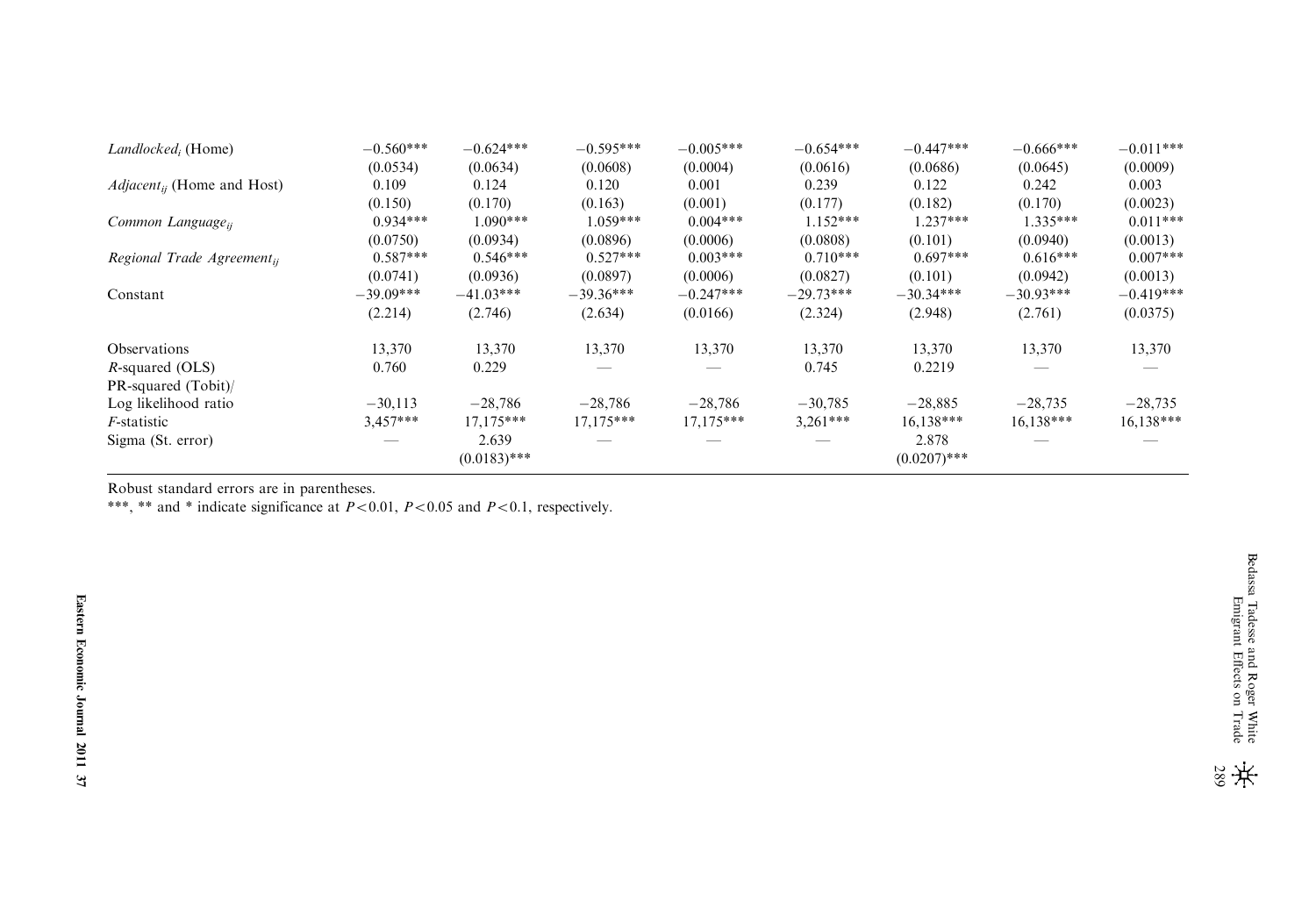| | | | | | | | | |
|---|---|---|---|---|---|---|---|---|
| *Landlocked$_i$* (Home) | −0.560*** | −0.624*** | −0.595*** | −0.005*** | −0.654*** | −0.447*** | −0.666*** | −0.011*** |
| | (0.0534) | (0.0634) | (0.0608) | (0.0004) | (0.0616) | (0.0686) | (0.0645) | (0.0009) |
| *Adjacent$_{ij}$* (Home and Host) | 0.109 | 0.124 | 0.120 | 0.001 | 0.239 | 0.122 | 0.242 | 0.003 |
| | (0.150) | (0.170) | (0.163) | (0.001) | (0.177) | (0.182) | (0.170) | (0.0023) |
| *Common Language$_{ij}$* | 0.934*** | 1.090*** | 1.059*** | 0.004*** | 1.152*** | 1.237*** | 1.335*** | 0.011*** |
| | (0.0750) | (0.0934) | (0.0896) | (0.0006) | (0.0808) | (0.101) | (0.0940) | (0.0013) |
| *Regional Trade Agreement$_{ij}$* | 0.587*** | 0.546*** | 0.527*** | 0.003*** | 0.710*** | 0.697*** | 0.616*** | 0.007*** |
| | (0.0741) | (0.0936) | (0.0897) | (0.0006) | (0.0827) | (0.101) | (0.0942) | (0.0013) |
| Constant | −39.09*** | −41.03*** | −39.36*** | −0.247*** | −29.73*** | −30.34*** | −30.93*** | −0.419*** |
| | (2.214) | (2.746) | (2.634) | (0.0166) | (2.324) | (2.948) | (2.761) | (0.0375) |
| Observations | 13,370 | 13,370 | 13,370 | 13,370 | 13,370 | 13,370 | 13,370 | 13,370 |
| $R$-squared (OLS) | 0.760 | 0.229 | — | — | 0.745 | 0.2219 | — | — |
| PR-squared (Tobit)/ Log likelihood ratio | −30,113 | −28,786 | −28,786 | −28,786 | −30,785 | −28,885 | −28,735 | −28,735 |
| $F$-statistic | 3,457*** | 17,175*** | 17,175*** | 17,175*** | 3,261*** | 16,138*** | 16,138*** | 16,138*** |
| Sigma (St. error) | — | 2.639 | — | — | — | 2.878 | — | — |
| | | (0.0183)*** | | | | (0.0207)*** | | |

Robust standard errors are in parentheses.

***, ** and * indicate significance at $P<0.01$, $P<0.05$ and $P<0.1$, respectively.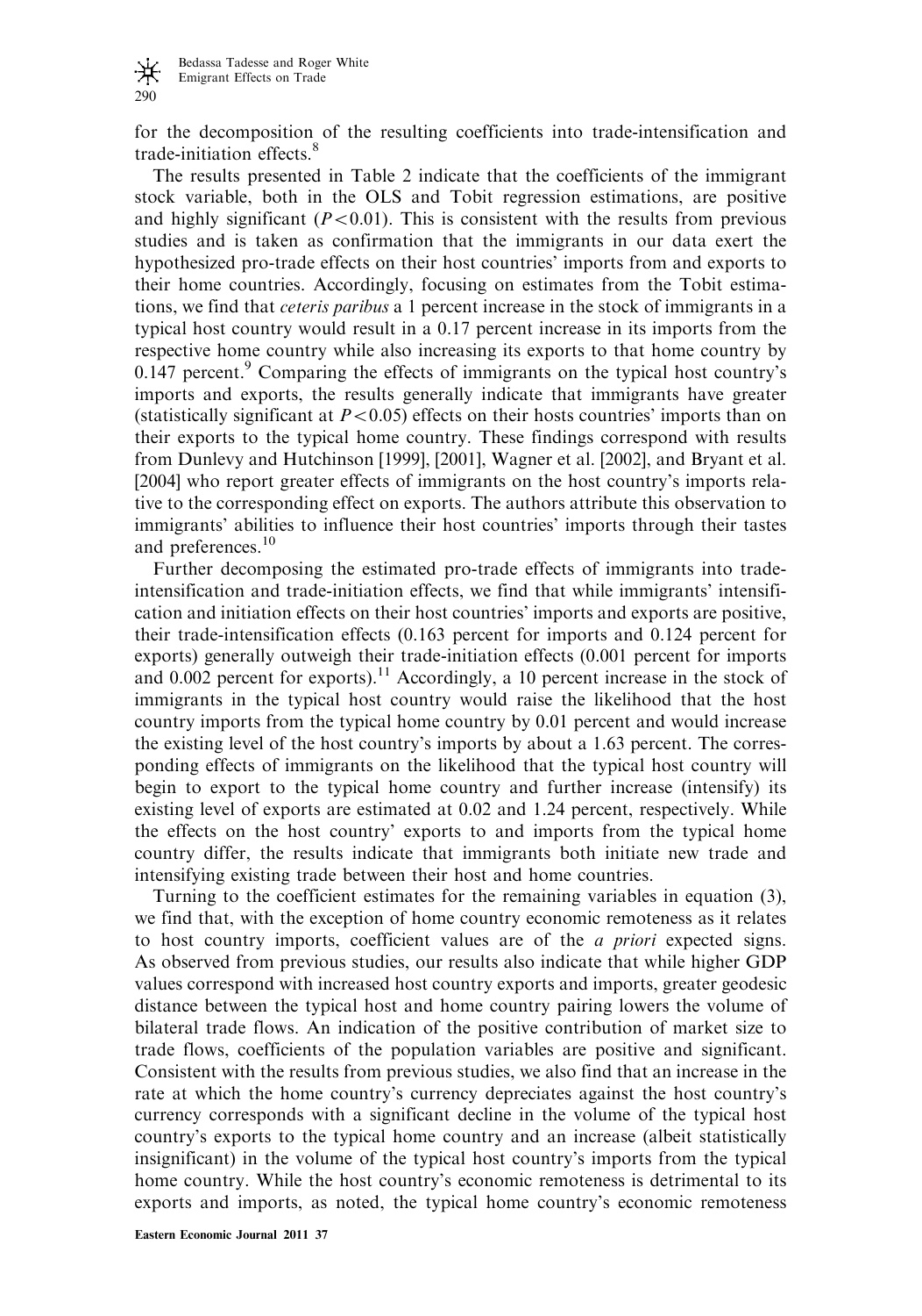for the decomposition of the resulting coefficients into trade-intensification and trade-initiation effects.[8]

The results presented in Table 2 indicate that the coefficients of the immigrant stock variable, both in the OLS and Tobit regression estimations, are positive and highly significant ($P<0.01$). This is consistent with the results from previous studies and is taken as confirmation that the immigrants in our data exert the hypothesized pro-trade effects on their host countries' imports from and exports to their home countries. Accordingly, focusing on estimates from the Tobit estimations, we find that *ceteris paribus* a 1 percent increase in the stock of immigrants in a typical host country would result in a 0.17 percent increase in its imports from the respective home country while also increasing its exports to that home country by 0.147 percent.[9] Comparing the effects of immigrants on the typical host country's imports and exports, the results generally indicate that immigrants have greater (statistically significant at $P<0.05$) effects on their hosts countries' imports than on their exports to the typical home country. These findings correspond with results from Dunlevy and Hutchinson [1999], [2001], Wagner et al. [2002], and Bryant et al. [2004] who report greater effects of immigrants on the host country's imports relative to the corresponding effect on exports. The authors attribute this observation to immigrants' abilities to influence their host countries' imports through their tastes and preferences.[10]

Further decomposing the estimated pro-trade effects of immigrants into trade-intensification and trade-initiation effects, we find that while immigrants' intensification and initiation effects on their host countries' imports and exports are positive, their trade-intensification effects (0.163 percent for imports and 0.124 percent for exports) generally outweigh their trade-initiation effects (0.001 percent for imports and 0.002 percent for exports).[11] Accordingly, a 10 percent increase in the stock of immigrants in the typical host country would raise the likelihood that the host country imports from the typical home country by 0.01 percent and would increase the existing level of the host country's imports by about a 1.63 percent. The corresponding effects of immigrants on the likelihood that the typical host country will begin to export to the typical home country and further increase (intensify) its existing level of exports are estimated at 0.02 and 1.24 percent, respectively. While the effects on the host country' exports to and imports from the typical home country differ, the results indicate that immigrants both initiate new trade and intensifying existing trade between their host and home countries.

Turning to the coefficient estimates for the remaining variables in equation (3), we find that, with the exception of home country economic remoteness as it relates to host country imports, coefficient values are of the *a priori* expected signs. As observed from previous studies, our results also indicate that while higher GDP values correspond with increased host country exports and imports, greater geodesic distance between the typical host and home country pairing lowers the volume of bilateral trade flows. An indication of the positive contribution of market size to trade flows, coefficients of the population variables are positive and significant. Consistent with the results from previous studies, we also find that an increase in the rate at which the home country's currency depreciates against the host country's currency corresponds with a significant decline in the volume of the typical host country's exports to the typical home country and an increase (albeit statistically insignificant) in the volume of the typical host country's imports from the typical home country. While the host country's economic remoteness is detrimental to its exports and imports, as noted, the typical home country's economic remoteness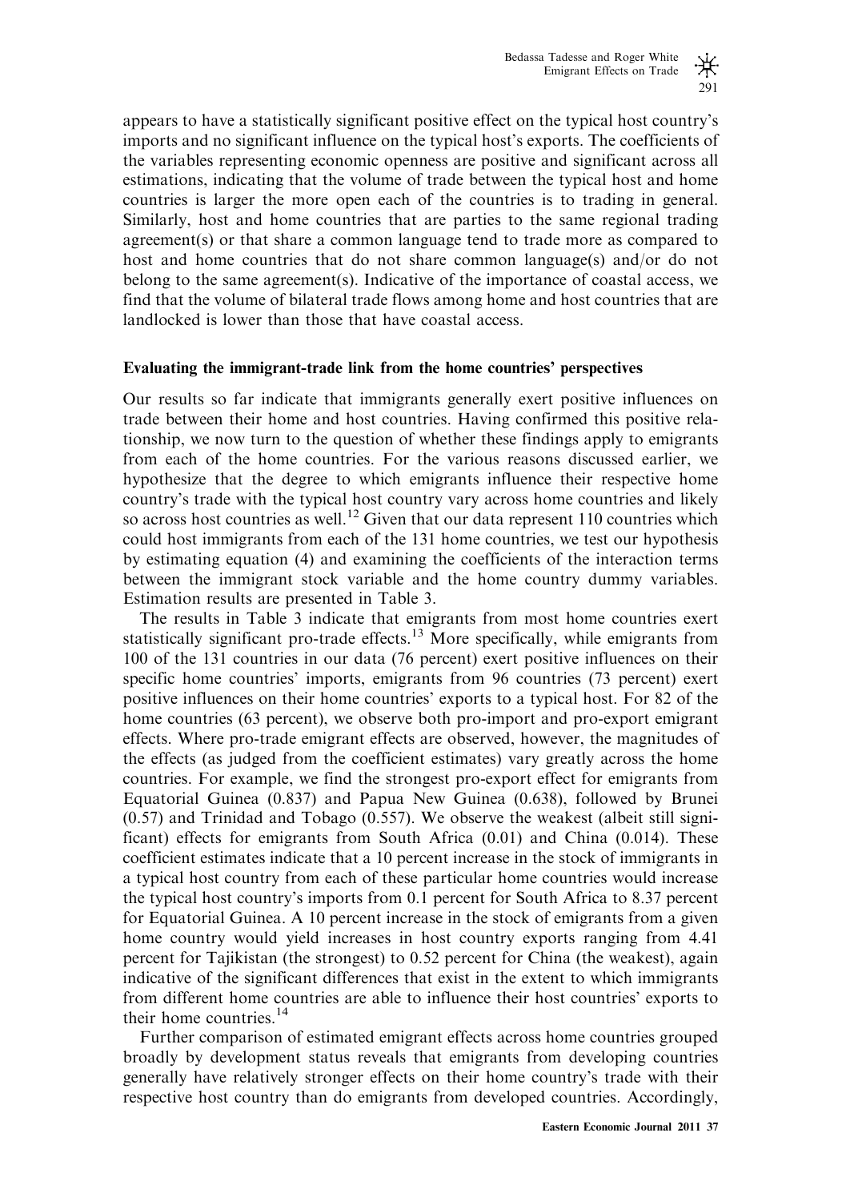appears to have a statistically significant positive effect on the typical host country's imports and no significant influence on the typical host's exports. The coefficients of the variables representing economic openness are positive and significant across all estimations, indicating that the volume of trade between the typical host and home countries is larger the more open each of the countries is to trading in general. Similarly, host and home countries that are parties to the same regional trading agreement(s) or that share a common language tend to trade more as compared to host and home countries that do not share common language(s) and/or do not belong to the same agreement(s). Indicative of the importance of coastal access, we find that the volume of bilateral trade flows among home and host countries that are landlocked is lower than those that have coastal access.

### Evaluating the immigrant-trade link from the home countries' perspectives

Our results so far indicate that immigrants generally exert positive influences on trade between their home and host countries. Having confirmed this positive relationship, we now turn to the question of whether these findings apply to emigrants from each of the home countries. For the various reasons discussed earlier, we hypothesize that the degree to which emigrants influence their respective home country's trade with the typical host country vary across home countries and likely so across host countries as well.[12] Given that our data represent 110 countries which could host immigrants from each of the 131 home countries, we test our hypothesis by estimating equation (4) and examining the coefficients of the interaction terms between the immigrant stock variable and the home country dummy variables. Estimation results are presented in Table 3.

The results in Table 3 indicate that emigrants from most home countries exert statistically significant pro-trade effects.[13] More specifically, while emigrants from 100 of the 131 countries in our data (76 percent) exert positive influences on their specific home countries' imports, emigrants from 96 countries (73 percent) exert positive influences on their home countries' exports to a typical host. For 82 of the home countries (63 percent), we observe both pro-import and pro-export emigrant effects. Where pro-trade emigrant effects are observed, however, the magnitudes of the effects (as judged from the coefficient estimates) vary greatly across the home countries. For example, we find the strongest pro-export effect for emigrants from Equatorial Guinea (0.837) and Papua New Guinea (0.638), followed by Brunei (0.57) and Trinidad and Tobago (0.557). We observe the weakest (albeit still significant) effects for emigrants from South Africa (0.01) and China (0.014). These coefficient estimates indicate that a 10 percent increase in the stock of immigrants in a typical host country from each of these particular home countries would increase the typical host country's imports from 0.1 percent for South Africa to 8.37 percent for Equatorial Guinea. A 10 percent increase in the stock of emigrants from a given home country would yield increases in host country exports ranging from 4.41 percent for Tajikistan (the strongest) to 0.52 percent for China (the weakest), again indicative of the significant differences that exist in the extent to which immigrants from different home countries are able to influence their host countries' exports to their home countries.[14]

Further comparison of estimated emigrant effects across home countries grouped broadly by development status reveals that emigrants from developing countries generally have relatively stronger effects on their home country's trade with their respective host country than do emigrants from developed countries. Accordingly,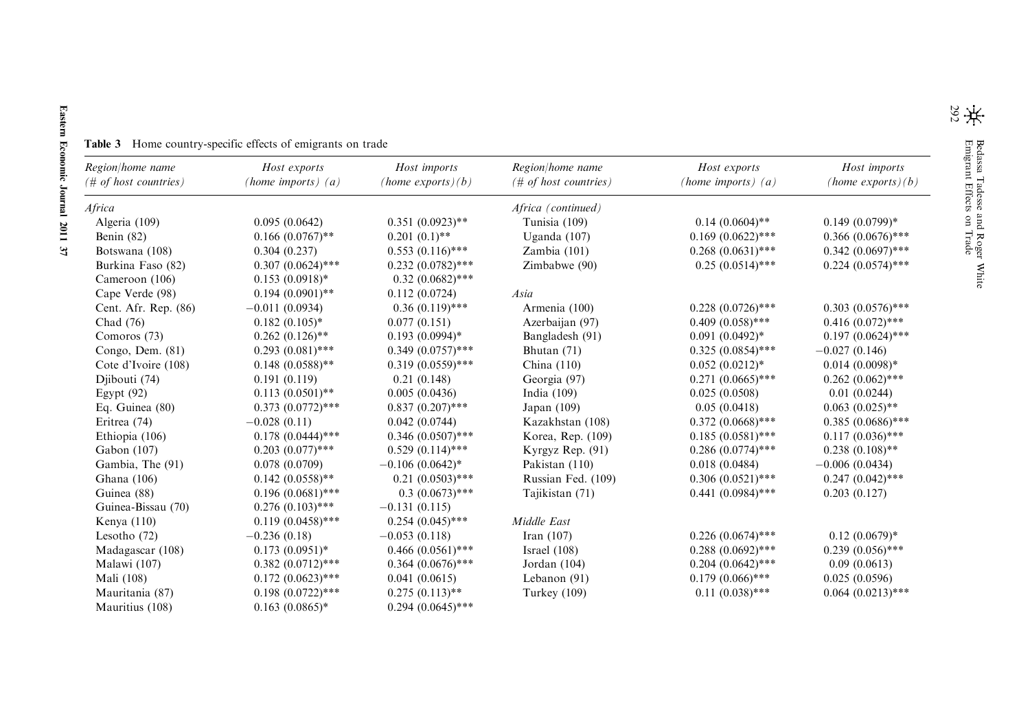**Table 3** Home country-specific effects of emigrants on trade

| Region/home name (# of host countries) | Host exports (home imports) (a) | Host imports (home exports)(b) | Region/home name (# of host countries) | Host exports (home imports) (a) | Host imports (home exports)(b) |
|---|---|---|---|---|---|
| *Africa* | | | *Africa (continued)* | | |
| Algeria (109) | 0.095 (0.0642) | 0.351 (0.0923)** | Tunisia (109) | 0.14 (0.0604)** | 0.149 (0.0799)* |
| Benin (82) | 0.166 (0.0767)** | 0.201 (0.1)** | Uganda (107) | 0.169 (0.0622)*** | 0.366 (0.0676)*** |
| Botswana (108) | 0.304 (0.237) | 0.553 (0.116)*** | Zambia (101) | 0.268 (0.0631)*** | 0.342 (0.0697)*** |
| Burkina Faso (82) | 0.307 (0.0624)*** | 0.232 (0.0782)*** | Zimbabwe (90) | 0.25 (0.0514)*** | 0.224 (0.0574)*** |
| Cameroon (106) | 0.153 (0.0918)* | 0.32 (0.0682)*** | | | |
| Cape Verde (98) | 0.194 (0.0901)** | 0.112 (0.0724) | *Asia* | | |
| Cent. Afr. Rep. (86) | −0.011 (0.0934) | 0.36 (0.119)*** | Armenia (100) | 0.228 (0.0726)*** | 0.303 (0.0576)*** |
| Chad (76) | 0.182 (0.105)* | 0.077 (0.151) | Azerbaijan (97) | 0.409 (0.058)*** | 0.416 (0.072)*** |
| Comoros (73) | 0.262 (0.126)** | 0.193 (0.0994)* | Bangladesh (91) | 0.091 (0.0492)* | 0.197 (0.0624)*** |
| Congo, Dem. (81) | 0.293 (0.081)*** | 0.349 (0.0757)*** | Bhutan (71) | 0.325 (0.0854)*** | −0.027 (0.146) |
| Cote d'Ivoire (108) | 0.148 (0.0588)** | 0.319 (0.0559)*** | China (110) | 0.052 (0.0212)* | 0.014 (0.0098)* |
| Djibouti (74) | 0.191 (0.119) | 0.21 (0.148) | Georgia (97) | 0.271 (0.0665)*** | 0.262 (0.062)*** |
| Egypt (92) | 0.113 (0.0501)** | 0.005 (0.0436) | India (109) | 0.025 (0.0508) | 0.01 (0.0244) |
| Eq. Guinea (80) | 0.373 (0.0772)*** | 0.837 (0.207)*** | Japan (109) | 0.05 (0.0418) | 0.063 (0.025)** |
| Eritrea (74) | −0.028 (0.11) | 0.042 (0.0744) | Kazakhstan (108) | 0.372 (0.0668)*** | 0.385 (0.0686)*** |
| Ethiopia (106) | 0.178 (0.0444)*** | 0.346 (0.0507)*** | Korea, Rep. (109) | 0.185 (0.0581)*** | 0.117 (0.036)*** |
| Gabon (107) | 0.203 (0.077)*** | 0.529 (0.114)*** | Kyrgyz Rep. (91) | 0.286 (0.0774)*** | 0.238 (0.108)** |
| Gambia, The (91) | 0.078 (0.0709) | −0.106 (0.0642)* | Pakistan (110) | 0.018 (0.0484) | −0.006 (0.0434) |
| Ghana (106) | 0.142 (0.0558)** | 0.21 (0.0503)*** | Russian Fed. (109) | 0.306 (0.0521)*** | 0.247 (0.042)*** |
| Guinea (88) | 0.196 (0.0681)*** | 0.3 (0.0673)*** | Tajikistan (71) | 0.441 (0.0984)*** | 0.203 (0.127) |
| Guinea-Bissau (70) | 0.276 (0.103)*** | −0.131 (0.115) | | | |
| Kenya (110) | 0.119 (0.0458)*** | 0.254 (0.045)*** | *Middle East* | | |
| Lesotho (72) | −0.236 (0.18) | −0.053 (0.118) | Iran (107) | 0.226 (0.0674)*** | 0.12 (0.0679)* |
| Madagascar (108) | 0.173 (0.0951)* | 0.466 (0.0561)*** | Israel (108) | 0.288 (0.0692)*** | 0.239 (0.056)*** |
| Malawi (107) | 0.382 (0.0712)*** | 0.364 (0.0676)*** | Jordan (104) | 0.204 (0.0642)*** | 0.09 (0.0613) |
| Mali (108) | 0.172 (0.0623)*** | 0.041 (0.0615) | Lebanon (91) | 0.179 (0.066)*** | 0.025 (0.0596) |
| Mauritania (87) | 0.198 (0.0722)*** | 0.275 (0.113)** | Turkey (109) | 0.11 (0.038)*** | 0.064 (0.0213)*** |
| Mauritius (108) | 0.163 (0.0865)* | 0.294 (0.0645)*** | | | |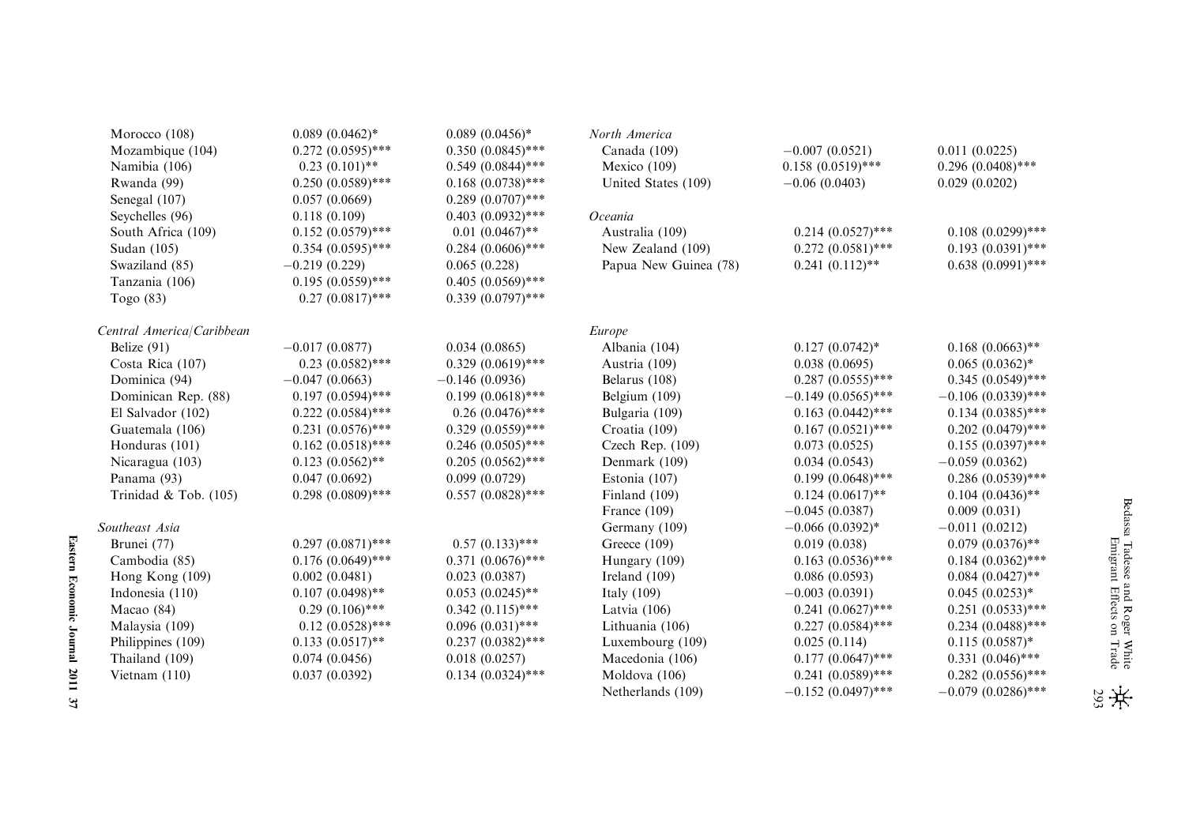| | | |
|---|---|---|
| Morocco (108) | 0.089 (0.0462)* | 0.089 (0.0456)* |
| Mozambique (104) | 0.272 (0.0595)*** | 0.350 (0.0845)*** |
| Namibia (106) | 0.23 (0.101)** | 0.549 (0.0844)*** |
| Rwanda (99) | 0.250 (0.0589)*** | 0.168 (0.0738)*** |
| Senegal (107) | 0.057 (0.0669) | 0.289 (0.0707)*** |
| Seychelles (96) | 0.118 (0.109) | 0.403 (0.0932)*** |
| South Africa (109) | 0.152 (0.0579)*** | 0.01 (0.0467)** |
| Sudan (105) | 0.354 (0.0595)*** | 0.284 (0.0606)*** |
| Swaziland (85) | −0.219 (0.229) | 0.065 (0.228) |
| Tanzania (106) | 0.195 (0.0559)*** | 0.405 (0.0569)*** |
| Togo (83) | 0.27 (0.0817)*** | 0.339 (0.0797)*** |
| *Central America/Caribbean* | | |
| Belize (91) | −0.017 (0.0877) | 0.034 (0.0865) |
| Costa Rica (107) | 0.23 (0.0582)*** | 0.329 (0.0619)*** |
| Dominica (94) | −0.047 (0.0663) | −0.146 (0.0936) |
| Dominican Rep. (88) | 0.197 (0.0594)*** | 0.199 (0.0618)*** |
| El Salvador (102) | 0.222 (0.0584)*** | 0.26 (0.0476)*** |
| Guatemala (106) | 0.231 (0.0576)*** | 0.329 (0.0559)*** |
| Honduras (101) | 0.162 (0.0518)*** | 0.246 (0.0505)*** |
| Nicaragua (103) | 0.123 (0.0562)** | 0.205 (0.0562)*** |
| Panama (93) | 0.047 (0.0692) | 0.099 (0.0729) |
| Trinidad & Tob. (105) | 0.298 (0.0809)*** | 0.557 (0.0828)*** |
| *Southeast Asia* | | |
| Brunei (77) | 0.297 (0.0871)*** | 0.57 (0.133)*** |
| Cambodia (85) | 0.176 (0.0649)*** | 0.371 (0.0676)*** |
| Hong Kong (109) | 0.002 (0.0481) | 0.023 (0.0387) |
| Indonesia (110) | 0.107 (0.0498)** | 0.053 (0.0245)** |
| Macao (84) | 0.29 (0.106)*** | 0.342 (0.115)*** |
| Malaysia (109) | 0.12 (0.0528)*** | 0.096 (0.031)*** |
| Philippines (109) | 0.133 (0.0517)** | 0.237 (0.0382)*** |
| Thailand (109) | 0.074 (0.0456) | 0.018 (0.0257) |
| Vietnam (110) | 0.037 (0.0392) | 0.134 (0.0324)*** |
| *North America* | | |
| Canada (109) | −0.007 (0.0521) | 0.011 (0.0225) |
| Mexico (109) | 0.158 (0.0519)*** | 0.296 (0.0408)*** |
| United States (109) | −0.06 (0.0403) | 0.029 (0.0202) |
| *Oceania* | | |
| Australia (109) | 0.214 (0.0527)*** | 0.108 (0.0299)*** |
| New Zealand (109) | 0.272 (0.0581)*** | 0.193 (0.0391)*** |
| Papua New Guinea (78) | 0.241 (0.112)** | 0.638 (0.0991)*** |
| *Europe* | | |
| Albania (104) | 0.127 (0.0742)* | 0.168 (0.0663)** |
| Austria (109) | 0.038 (0.0695) | 0.065 (0.0362)* |
| Belarus (108) | 0.287 (0.0555)*** | 0.345 (0.0549)*** |
| Belgium (109) | −0.149 (0.0565)*** | −0.106 (0.0339)*** |
| Bulgaria (109) | 0.163 (0.0442)*** | 0.134 (0.0385)*** |
| Croatia (109) | 0.167 (0.0521)*** | 0.202 (0.0479)*** |
| Czech Rep. (109) | 0.073 (0.0525) | 0.155 (0.0397)*** |
| Denmark (109) | 0.034 (0.0543) | −0.059 (0.0362) |
| Estonia (107) | 0.199 (0.0648)*** | 0.286 (0.0539)*** |
| Finland (109) | 0.124 (0.0617)** | 0.104 (0.0436)** |
| France (109) | −0.045 (0.0387) | 0.009 (0.031) |
| Germany (109) | −0.066 (0.0392)* | −0.011 (0.0212) |
| Greece (109) | 0.019 (0.038) | 0.079 (0.0376)** |
| Hungary (109) | 0.163 (0.0536)*** | 0.184 (0.0362)*** |
| Ireland (109) | 0.086 (0.0593) | 0.084 (0.0427)** |
| Italy (109) | −0.003 (0.0391) | 0.045 (0.0253)* |
| Latvia (106) | 0.241 (0.0627)*** | 0.251 (0.0533)*** |
| Lithuania (106) | 0.227 (0.0584)*** | 0.234 (0.0488)*** |
| Luxembourg (109) | 0.025 (0.114) | 0.115 (0.0587)* |
| Macedonia (106) | 0.177 (0.0647)*** | 0.331 (0.046)*** |
| Moldova (106) | 0.241 (0.0589)*** | 0.282 (0.0556)*** |
| Netherlands (109) | −0.152 (0.0497)*** | −0.079 (0.0286)*** |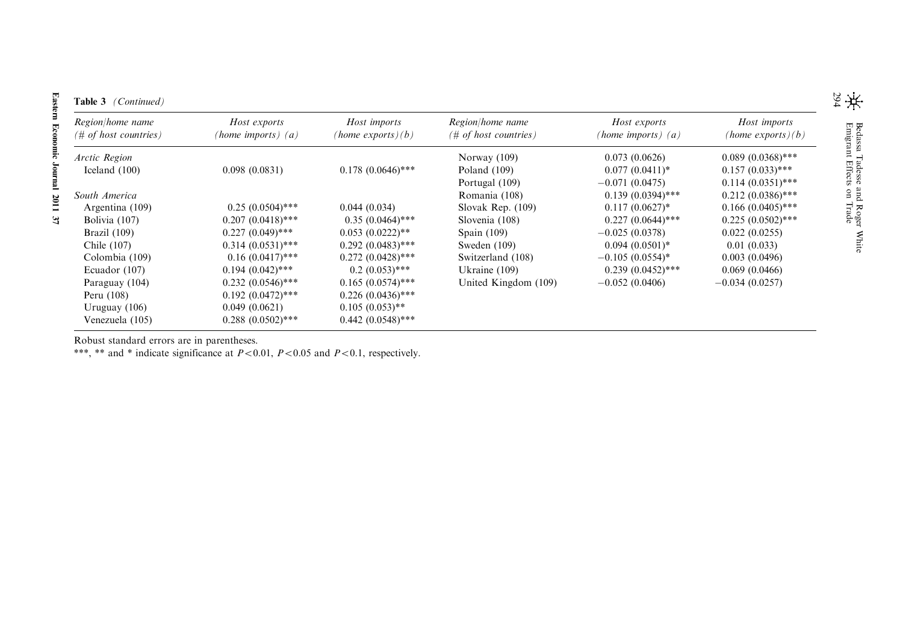**Table 3** *(Continued)*

| *Region/home name (# of host countries)* | *Host exports (home imports) (a)* | *Host imports (home exports)(b)* | *Region/home name (# of host countries)* | *Host exports (home imports) (a)* | *Host imports (home exports)(b)* |
|---|---|---|---|---|---|
| *Arctic Region* | | | Norway (109) | 0.073 (0.0626) | 0.089 (0.0368)*** |
| Iceland (100) | 0.098 (0.0831) | 0.178 (0.0646)*** | Poland (109) | 0.077 (0.0411)* | 0.157 (0.033)*** |
| | | | Portugal (109) | −0.071 (0.0475) | 0.114 (0.0351)*** |
| *South America* | | | Romania (108) | 0.139 (0.0394)*** | 0.212 (0.0386)*** |
| Argentina (109) | 0.25 (0.0504)*** | 0.044 (0.034) | Slovak Rep. (109) | 0.117 (0.0627)* | 0.166 (0.0405)*** |
| Bolivia (107) | 0.207 (0.0418)*** | 0.35 (0.0464)*** | Slovenia (108) | 0.227 (0.0644)*** | 0.225 (0.0502)*** |
| Brazil (109) | 0.227 (0.049)*** | 0.053 (0.0222)** | Spain (109) | −0.025 (0.0378) | 0.022 (0.0255) |
| Chile (107) | 0.314 (0.0531)*** | 0.292 (0.0483)*** | Sweden (109) | 0.094 (0.0501)* | 0.01 (0.033) |
| Colombia (109) | 0.16 (0.0417)*** | 0.272 (0.0428)*** | Switzerland (108) | −0.105 (0.0554)* | 0.003 (0.0496) |
| Ecuador (107) | 0.194 (0.042)*** | 0.2 (0.053)*** | Ukraine (109) | 0.239 (0.0452)*** | 0.069 (0.0466) |
| Paraguay (104) | 0.232 (0.0546)*** | 0.165 (0.0574)*** | United Kingdom (109) | −0.052 (0.0406) | −0.034 (0.0257) |
| Peru (108) | 0.192 (0.0472)*** | 0.226 (0.0436)*** | | | |
| Uruguay (106) | 0.049 (0.0621) | 0.105 (0.053)** | | | |
| Venezuela (105) | 0.288 (0.0502)*** | 0.442 (0.0548)*** | | | |

Robust standard errors are in parentheses.

***, ** and * indicate significance at $P<0.01$, $P<0.05$ and $P<0.1$, respectively.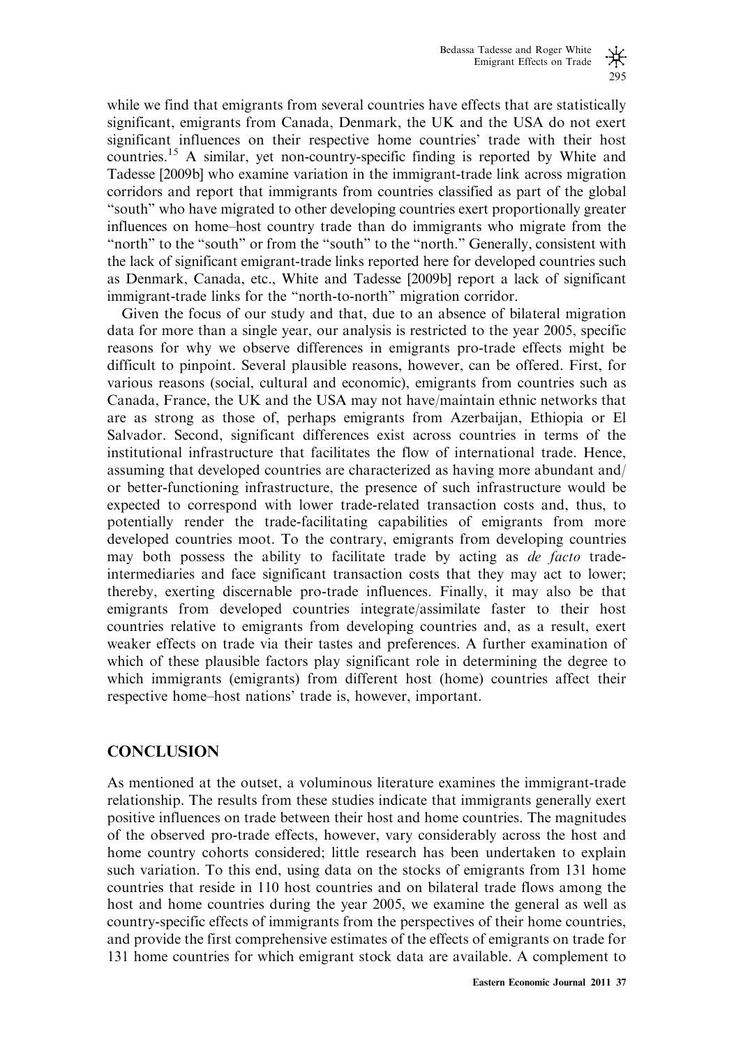while we find that emigrants from several countries have effects that are statistically significant, emigrants from Canada, Denmark, the UK and the USA do not exert significant influences on their respective home countries' trade with their host countries.[15] A similar, yet non-country-specific finding is reported by White and Tadesse [2009b] who examine variation in the immigrant-trade link across migration corridors and report that immigrants from countries classified as part of the global "south" who have migrated to other developing countries exert proportionally greater influences on home–host country trade than do immigrants who migrate from the "north" to the "south" or from the "south" to the "north." Generally, consistent with the lack of significant emigrant-trade links reported here for developed countries such as Denmark, Canada, etc., White and Tadesse [2009b] report a lack of significant immigrant-trade links for the "north-to-north" migration corridor.

Given the focus of our study and that, due to an absence of bilateral migration data for more than a single year, our analysis is restricted to the year 2005, specific reasons for why we observe differences in emigrants pro-trade effects might be difficult to pinpoint. Several plausible reasons, however, can be offered. First, for various reasons (social, cultural and economic), emigrants from countries such as Canada, France, the UK and the USA may not have/maintain ethnic networks that are as strong as those of, perhaps emigrants from Azerbaijan, Ethiopia or El Salvador. Second, significant differences exist across countries in terms of the institutional infrastructure that facilitates the flow of international trade. Hence, assuming that developed countries are characterized as having more abundant and/or better-functioning infrastructure, the presence of such infrastructure would be expected to correspond with lower trade-related transaction costs and, thus, to potentially render the trade-facilitating capabilities of emigrants from more developed countries moot. To the contrary, emigrants from developing countries may both possess the ability to facilitate trade by acting as *de facto* trade-intermediaries and face significant transaction costs that they may act to lower; thereby, exerting discernable pro-trade influences. Finally, it may also be that emigrants from developed countries integrate/assimilate faster to their host countries relative to emigrants from developing countries and, as a result, exert weaker effects on trade via their tastes and preferences. A further examination of which of these plausible factors play significant role in determining the degree to which immigrants (emigrants) from different host (home) countries affect their respective home–host nations' trade is, however, important.

## CONCLUSION

As mentioned at the outset, a voluminous literature examines the immigrant-trade relationship. The results from these studies indicate that immigrants generally exert positive influences on trade between their host and home countries. The magnitudes of the observed pro-trade effects, however, vary considerably across the host and home country cohorts considered; little research has been undertaken to explain such variation. To this end, using data on the stocks of emigrants from 131 home countries that reside in 110 host countries and on bilateral trade flows among the host and home countries during the year 2005, we examine the general as well as country-specific effects of immigrants from the perspectives of their home countries, and provide the first comprehensive estimates of the effects of emigrants on trade for 131 home countries for which emigrant stock data are available. A complement to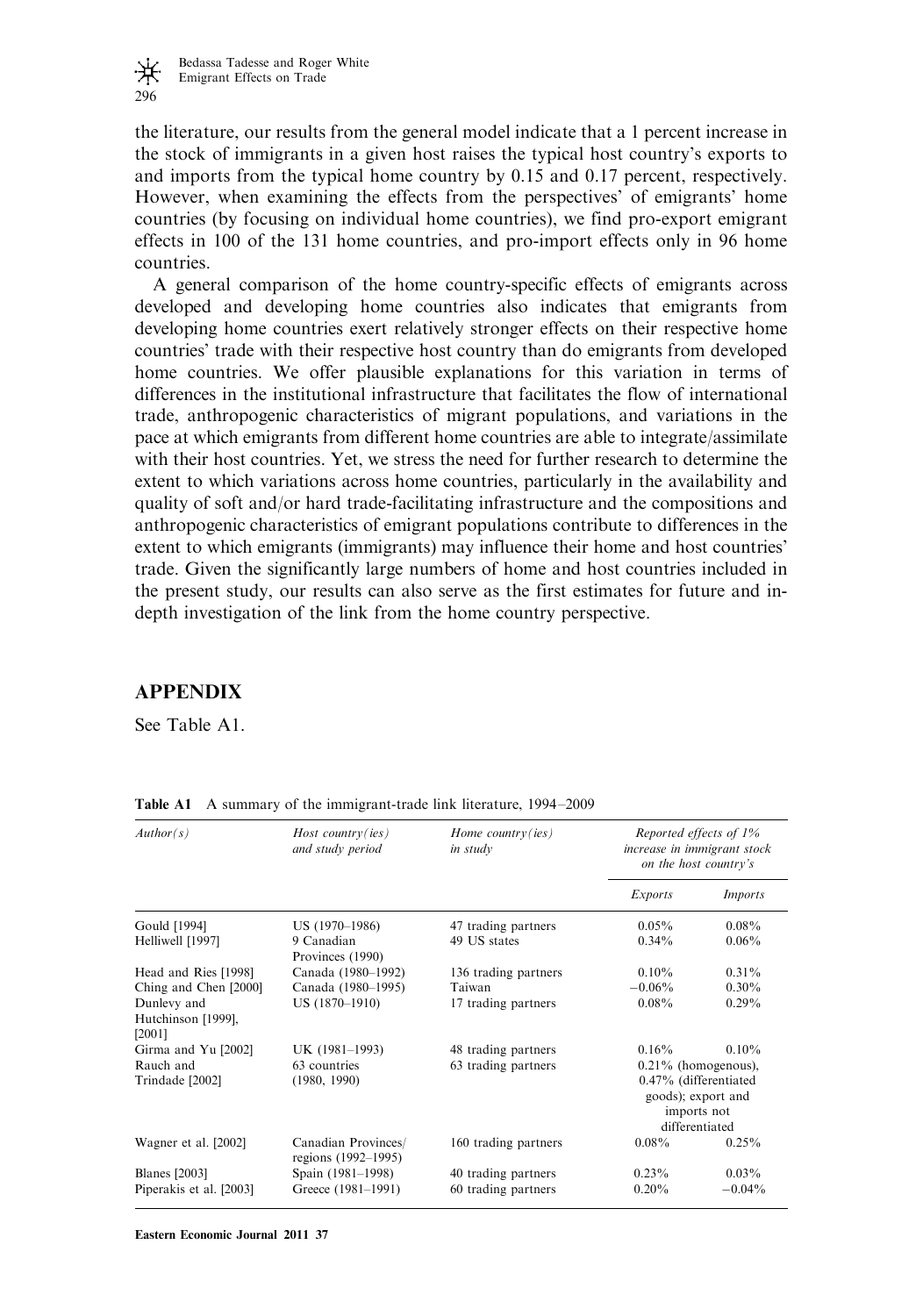the literature, our results from the general model indicate that a 1 percent increase in the stock of immigrants in a given host raises the typical host country's exports to and imports from the typical home country by 0.15 and 0.17 percent, respectively. However, when examining the effects from the perspectives' of emigrants' home countries (by focusing on individual home countries), we find pro-export emigrant effects in 100 of the 131 home countries, and pro-import effects only in 96 home countries.

A general comparison of the home country-specific effects of emigrants across developed and developing home countries also indicates that emigrants from developing home countries exert relatively stronger effects on their respective home countries' trade with their respective host country than do emigrants from developed home countries. We offer plausible explanations for this variation in terms of differences in the institutional infrastructure that facilitates the flow of international trade, anthropogenic characteristics of migrant populations, and variations in the pace at which emigrants from different home countries are able to integrate/assimilate with their host countries. Yet, we stress the need for further research to determine the extent to which variations across home countries, particularly in the availability and quality of soft and/or hard trade-facilitating infrastructure and the compositions and anthropogenic characteristics of emigrant populations contribute to differences in the extent to which emigrants (immigrants) may influence their home and host countries' trade. Given the significantly large numbers of home and host countries included in the present study, our results can also serve as the first estimates for future and in-depth investigation of the link from the home country perspective.

## APPENDIX

See Table A1.

**Table A1** A summary of the immigrant-trade link literature, 1994–2009

| *Author(s)* | *Host country(ies) and study period* | *Home country(ies) in study* | *Reported effects of 1% increase in immigrant stock on the host country's* | |
|---|---|---|---|---|
| | | | *Exports* | *Imports* |
| Gould [1994] | US (1970–1986) | 47 trading partners | 0.05% | 0.08% |
| Helliwell [1997] | 9 Canadian Provinces (1990) | 49 US states | 0.34% | 0.06% |
| Head and Ries [1998] | Canada (1980–1992) | 136 trading partners | 0.10% | 0.31% |
| Ching and Chen [2000] | Canada (1980–1995) | Taiwan | −0.06% | 0.30% |
| Dunlevy and Hutchinson [1999], [2001] | US (1870–1910) | 17 trading partners | 0.08% | 0.29% |
| Girma and Yu [2002] | UK (1981–1993) | 48 trading partners | 0.16% | 0.10% |
| Rauch and Trindade [2002] | 63 countries (1980, 1990) | 63 trading partners | 0.21% (homogenous), 0.47% (differentiated goods); export and imports not differentiated | |
| Wagner et al. [2002] | Canadian Provinces/ regions (1992–1995) | 160 trading partners | 0.08% | 0.25% |
| Blanes [2003] | Spain (1981–1998) | 40 trading partners | 0.23% | 0.03% |
| Piperakis et al. [2003] | Greece (1981–1991) | 60 trading partners | 0.20% | −0.04% |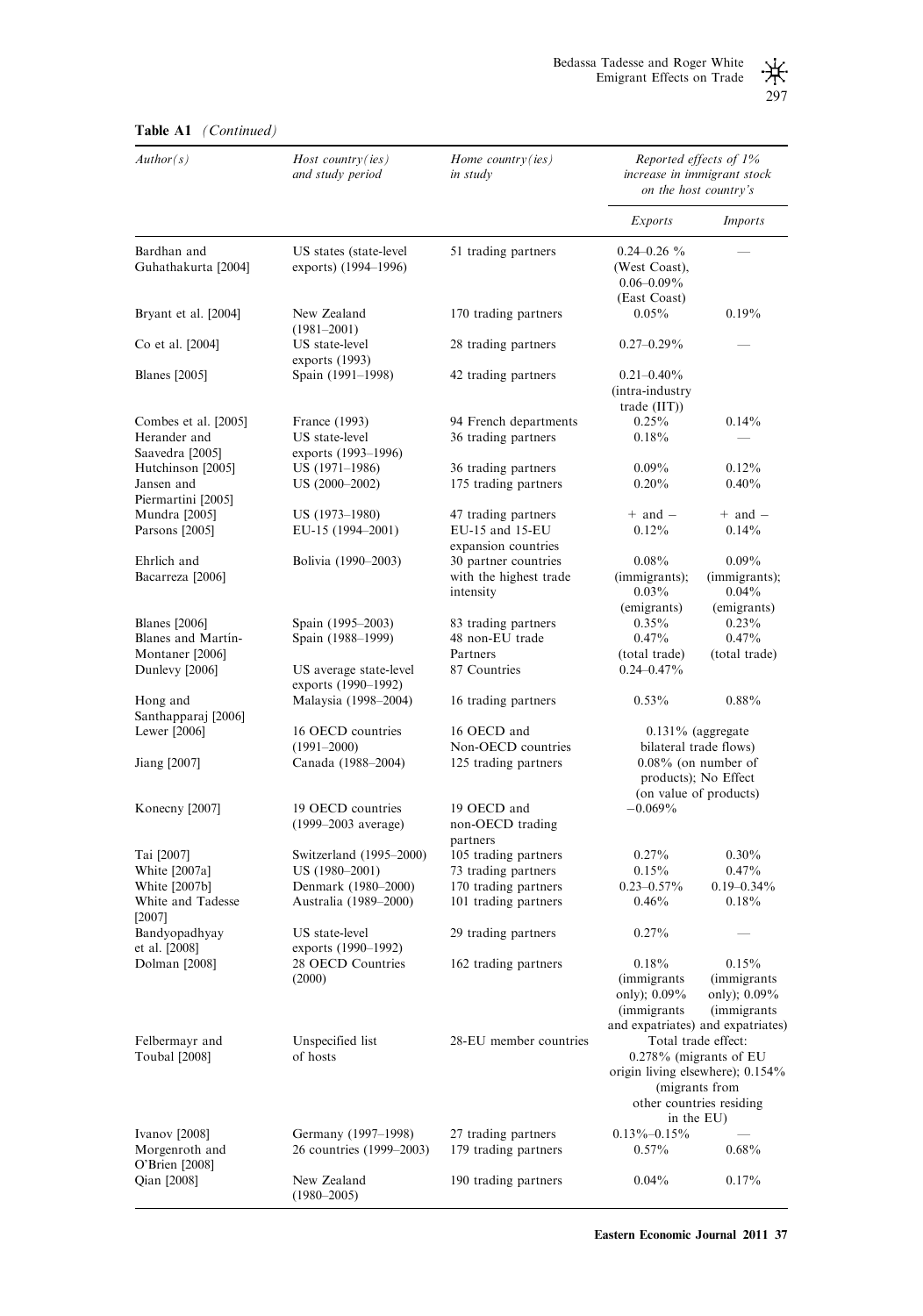**Table A1** *(Continued)*

| *Author(s)* | *Host country(ies) and study period* | *Home country(ies) in study* | *Reported effects of 1% increase in immigrant stock on the host country's* | |
|---|---|---|---|---|
| | | | *Exports* | *Imports* |
| Bardhan and Guhathakurta [2004] | US states (state-level exports) (1994–1996) | 51 trading partners | 0.24–0.26 % (West Coast), 0.06–0.09% (East Coast) | — |
| Bryant et al. [2004] | New Zealand (1981–2001) | 170 trading partners | 0.05% | 0.19% |
| Co et al. [2004] | US state-level exports (1993) | 28 trading partners | 0.27–0.29% | — |
| Blanes [2005] | Spain (1991–1998) | 42 trading partners | 0.21–0.40% (intra-industry trade (IIT)) | |
| Combes et al. [2005] | France (1993) | 94 French departments | 0.25% | 0.14% |
| Herander and Saavedra [2005] | US state-level exports (1993–1996) | 36 trading partners | 0.18% | — |
| Hutchinson [2005] | US (1971–1986) | 36 trading partners | 0.09% | 0.12% |
| Jansen and Piermartini [2005] | US (2000–2002) | 175 trading partners | 0.20% | 0.40% |
| Mundra [2005] | US (1973–1980) | 47 trading partners | + and − | + and − |
| Parsons [2005] | EU-15 (1994–2001) | EU-15 and 15-EU expansion countries | 0.12% | 0.14% |
| Ehrlich and Bacarreza [2006] | Bolivia (1990–2003) | 30 partner countries with the highest trade intensity | 0.08% (immigrants); 0.03% (emigrants) | 0.09% (immigrants); 0.04% (emigrants) |
| Blanes [2006] | Spain (1995–2003) | 83 trading partners | 0.35% | 0.23% |
| Blanes and Martín-Montaner [2006] | Spain (1988–1999) | 48 non-EU trade Partners | 0.47% (total trade) | 0.47% (total trade) |
| Dunlevy [2006] | US average state-level exports (1990–1992) | 87 Countries | 0.24–0.47% | |
| Hong and Santhapparaj [2006] | Malaysia (1998–2004) | 16 trading partners | 0.53% | 0.88% |
| Lewer [2006] | 16 OECD countries (1991–2000) | 16 OECD and Non-OECD countries | 0.131% (aggregate bilateral trade flows) | |
| Jiang [2007] | Canada (1988–2004) | 125 trading partners | 0.08% (on number of products); No Effect (on value of products) | |
| Konecny [2007] | 19 OECD countries (1999–2003 average) | 19 OECD and non-OECD trading partners | −0.069% | |
| Tai [2007] | Switzerland (1995–2000) | 105 trading partners | 0.27% | 0.30% |
| White [2007a] | US (1980–2001) | 73 trading partners | 0.15% | 0.47% |
| White [2007b] | Denmark (1980–2000) | 170 trading partners | 0.23–0.57% | 0.19–0.34% |
| White and Tadesse [2007] | Australia (1989–2000) | 101 trading partners | 0.46% | 0.18% |
| Bandyopadhyay et al. [2008] | US state-level exports (1990–1992) | 29 trading partners | 0.27% | — |
| Dolman [2008] | 28 OECD Countries (2000) | 162 trading partners | 0.18% (immigrants only); 0.09% (immigrants and expatriates) | 0.15% (immigrants only); 0.09% (immigrants and expatriates) |
| Felbermayr and Toubal [2008] | Unspecified list of hosts | 28-EU member countries | Total trade effect: 0.278% (migrants of EU origin living elsewhere); 0.154% (migrants from other countries residing in the EU) | |
| Ivanov [2008] | Germany (1997–1998) | 27 trading partners | 0.13%–0.15% | — |
| Morgenroth and O'Brien [2008] | 26 countries (1999–2003) | 179 trading partners | 0.57% | 0.68% |
| Qian [2008] | New Zealand (1980–2005) | 190 trading partners | 0.04% | 0.17% |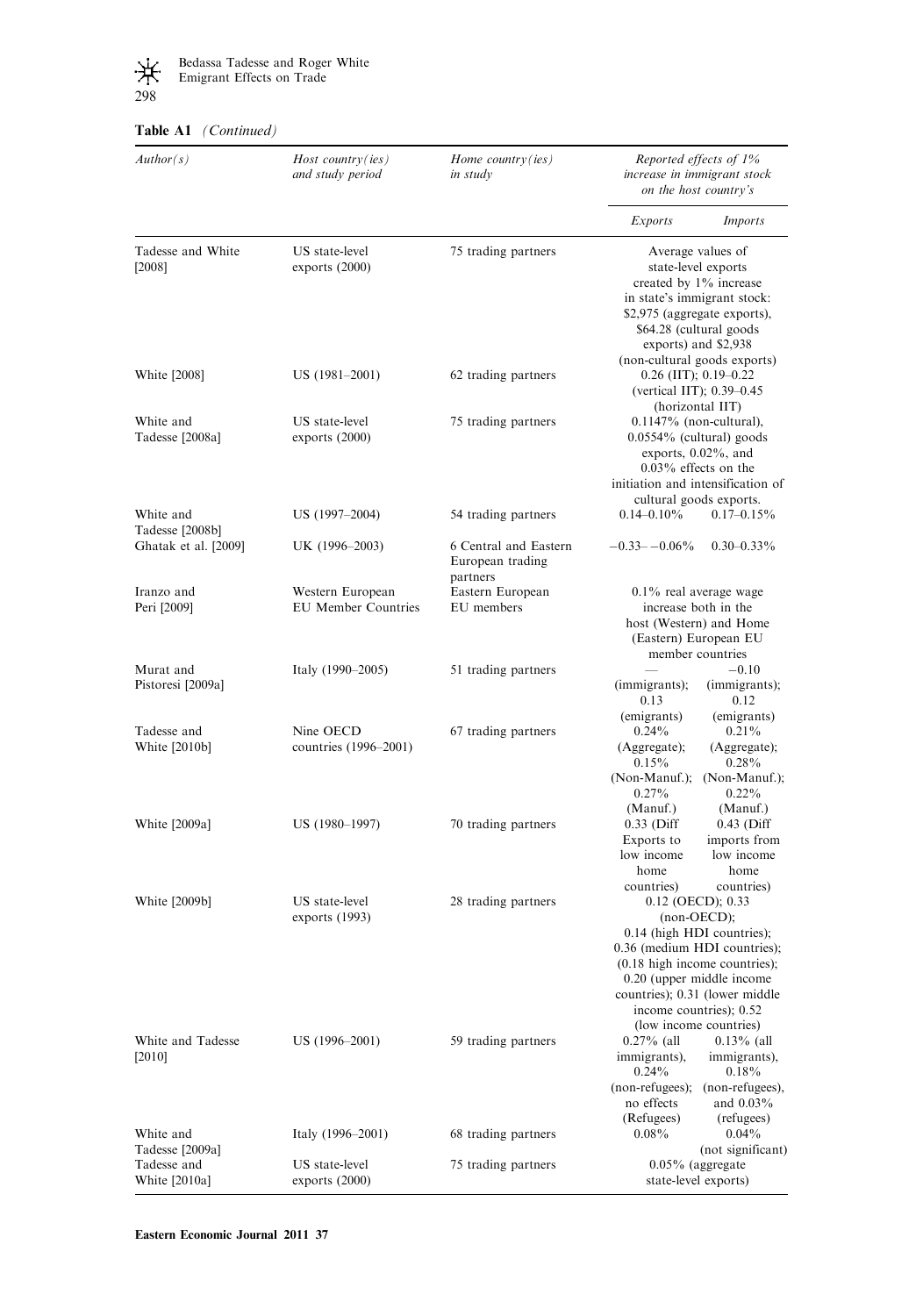**Table A1** *(Continued)*

| *Author(s)* | *Host country(ies) and study period* | *Home country(ies) in study* | *Reported effects of 1% increase in immigrant stock on the host country's* | |
|---|---|---|---|---|
| | | | *Exports* | *Imports* |
| Tadesse and White [2008] | US state-level exports (2000) | 75 trading partners | Average values of state-level exports created by 1% increase in state's immigrant stock: \$2,975 (aggregate exports), \$64.28 (cultural goods exports) and \$2,938 (non-cultural goods exports) | |
| White [2008] | US (1981–2001) | 62 trading partners | 0.26 (IIT); 0.19–0.22 (vertical IIT); 0.39–0.45 (horizontal IIT) | |
| White and Tadesse [2008a] | US state-level exports (2000) | 75 trading partners | 0.1147% (non-cultural), 0.0554% (cultural) goods exports, 0.02%, and 0.03% effects on the initiation and intensification of cultural goods exports. | |
| White and Tadesse [2008b] | US (1997–2004) | 54 trading partners | 0.14–0.10% | 0.17–0.15% |
| Ghatak et al. [2009] | UK (1996–2003) | 6 Central and Eastern European trading partners | −0.33– −0.06% | 0.30–0.33% |
| Iranzo and Peri [2009] | Western European EU Member Countries | Eastern European EU members | 0.1% real average wage increase both in the host (Western) and Home (Eastern) European EU member countries | |
| Murat and Pistoresi [2009a] | Italy (1990–2005) | 51 trading partners | — (immigrants); 0.13 (emigrants) | −0.10 (immigrants); 0.12 (emigrants) |
| Tadesse and White [2010b] | Nine OECD countries (1996–2001) | 67 trading partners | 0.24% (Aggregate); 0.15% (Non-Manuf.); 0.27% (Manuf.) | 0.21% (Aggregate); 0.28% (Non-Manuf.); 0.22% (Manuf.) |
| White [2009a] | US (1980–1997) | 70 trading partners | 0.33 (Diff Exports to low income home countries) | 0.43 (Diff imports from low income home countries) |
| White [2009b] | US state-level exports (1993) | 28 trading partners | 0.12 (OECD); 0.33 (non-OECD); 0.14 (high HDI countries); 0.36 (medium HDI countries); (0.18 high income countries); 0.20 (upper middle income countries); 0.31 (lower middle income countries); 0.52 (low income countries) | |
| White and Tadesse [2010] | US (1996–2001) | 59 trading partners | 0.27% (all immigrants), 0.24% (non-refugees); no effects (Refugees) | 0.13% (all immigrants), 0.18% (non-refugees), and 0.03% (refugees) |
| White and Tadesse [2009a] | Italy (1996–2001) | 68 trading partners | 0.08% | 0.04% (not significant) |
| Tadesse and White [2010a] | US state-level exports (2000) | 75 trading partners | 0.05% (aggregate state-level exports) | |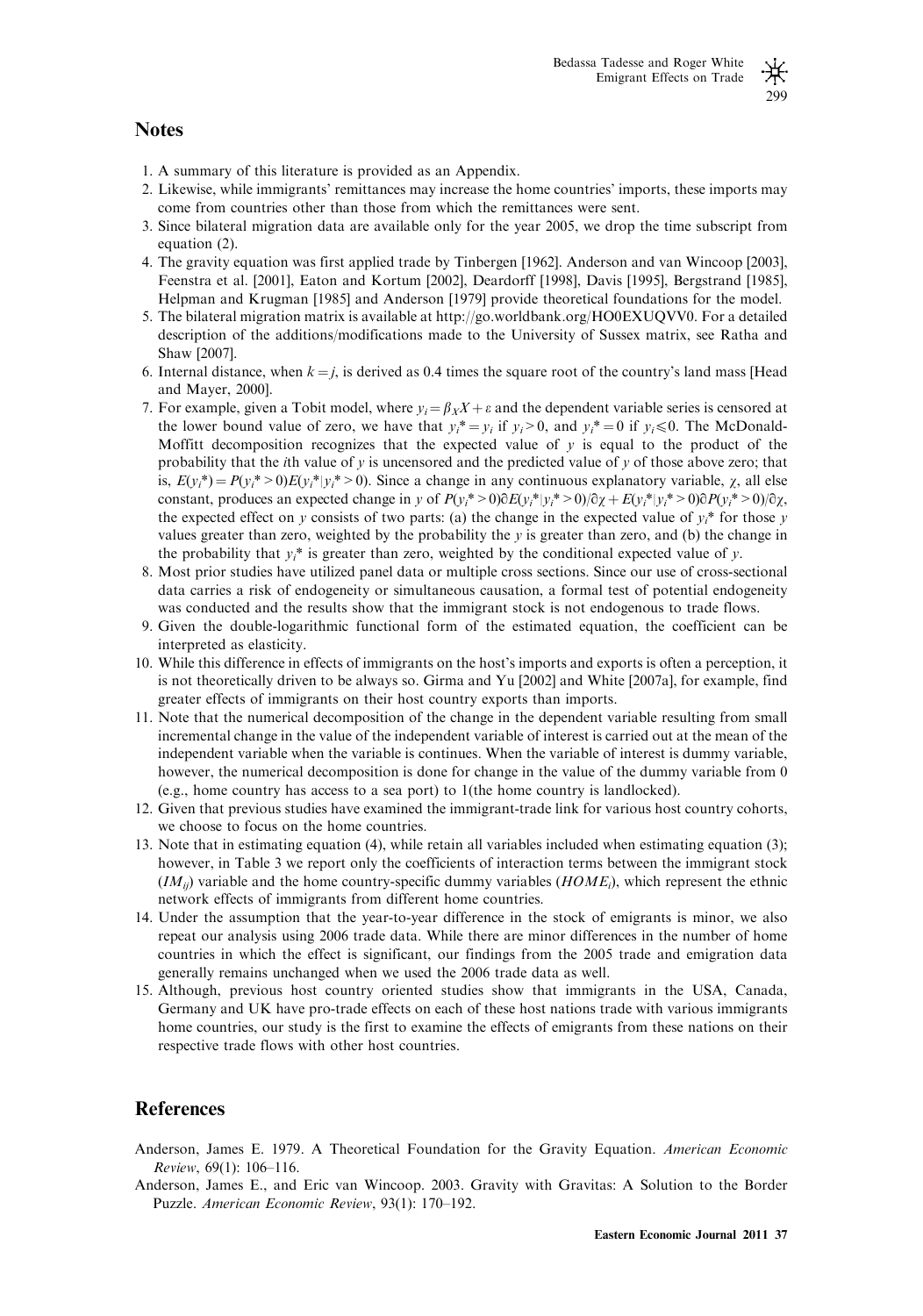## Notes

1. A summary of this literature is provided as an Appendix.
2. Likewise, while immigrants' remittances may increase the home countries' imports, these imports may come from countries other than those from which the remittances were sent.
3. Since bilateral migration data are available only for the year 2005, we drop the time subscript from equation (2).
4. The gravity equation was first applied trade by Tinbergen [1962]. Anderson and van Wincoop [2003], Feenstra et al. [2001], Eaton and Kortum [2002], Deardorff [1998], Davis [1995], Bergstrand [1985], Helpman and Krugman [1985] and Anderson [1979] provide theoretical foundations for the model.
5. The bilateral migration matrix is available at http://go.worldbank.org/HO0EXUQVV0. For a detailed description of the additions/modifications made to the University of Sussex matrix, see Ratha and Shaw [2007].
6. Internal distance, when $k = j$, is derived as 0.4 times the square root of the country's land mass [Head and Mayer, 2000].
7. For example, given a Tobit model, where $y_i = \beta_X X + \varepsilon$ and the dependent variable series is censored at the lower bound value of zero, we have that $y_i^* = y_i$ if $y_i > 0$, and $y_i^* = 0$ if $y_i \leqslant 0$. The McDonald-Moffitt decomposition recognizes that the expected value of $y$ is equal to the product of the probability that the $i$th value of $y$ is uncensored and the predicted value of $y$ of those above zero; that is, $E(y_i^*) = P(y_i^* > 0)E(y_i^*|y_i^* > 0)$. Since a change in any continuous explanatory variable, $\chi$, all else constant, produces an expected change in $y$ of $P(y_i^* > 0)\partial E(y_i^*|y_i^* > 0)/\partial \chi + E(y_i^*|y_i^* > 0)\partial P(y_i^* > 0)/\partial \chi$, the expected effect on $y$ consists of two parts: (a) the change in the expected value of $y_i^*$ for those $y$ values greater than zero, weighted by the probability the $y$ is greater than zero, and (b) the change in the probability that $y_i^*$ is greater than zero, weighted by the conditional expected value of $y$.
8. Most prior studies have utilized panel data or multiple cross sections. Since our use of cross-sectional data carries a risk of endogeneity or simultaneous causation, a formal test of potential endogeneity was conducted and the results show that the immigrant stock is not endogenous to trade flows.
9. Given the double-logarithmic functional form of the estimated equation, the coefficient can be interpreted as elasticity.
10. While this difference in effects of immigrants on the host's imports and exports is often a perception, it is not theoretically driven to be always so. Girma and Yu [2002] and White [2007a], for example, find greater effects of immigrants on their host country exports than imports.
11. Note that the numerical decomposition of the change in the dependent variable resulting from small incremental change in the value of the independent variable of interest is carried out at the mean of the independent variable when the variable is continues. When the variable of interest is dummy variable, however, the numerical decomposition is done for change in the value of the dummy variable from 0 (e.g., home country has access to a sea port) to 1(the home country is landlocked).
12. Given that previous studies have examined the immigrant-trade link for various host country cohorts, we choose to focus on the home countries.
13. Note that in estimating equation (4), while retain all variables included when estimating equation (3); however, in Table 3 we report only the coefficients of interaction terms between the immigrant stock ($IM_{ij}$) variable and the home country-specific dummy variables ($HOME_i$), which represent the ethnic network effects of immigrants from different home countries.
14. Under the assumption that the year-to-year difference in the stock of emigrants is minor, we also repeat our analysis using 2006 trade data. While there are minor differences in the number of home countries in which the effect is significant, our findings from the 2005 trade and emigration data generally remains unchanged when we used the 2006 trade data as well.
15. Although, previous host country oriented studies show that immigrants in the USA, Canada, Germany and UK have pro-trade effects on each of these host nations trade with various immigrants home countries, our study is the first to examine the effects of emigrants from these nations on their respective trade flows with other host countries.

## References

Anderson, James E. 1979. A Theoretical Foundation for the Gravity Equation. *American Economic Review*, 69(1): 106–116.

Anderson, James E., and Eric van Wincoop. 2003. Gravity with Gravitas: A Solution to the Border Puzzle. *American Economic Review*, 93(1): 170–192.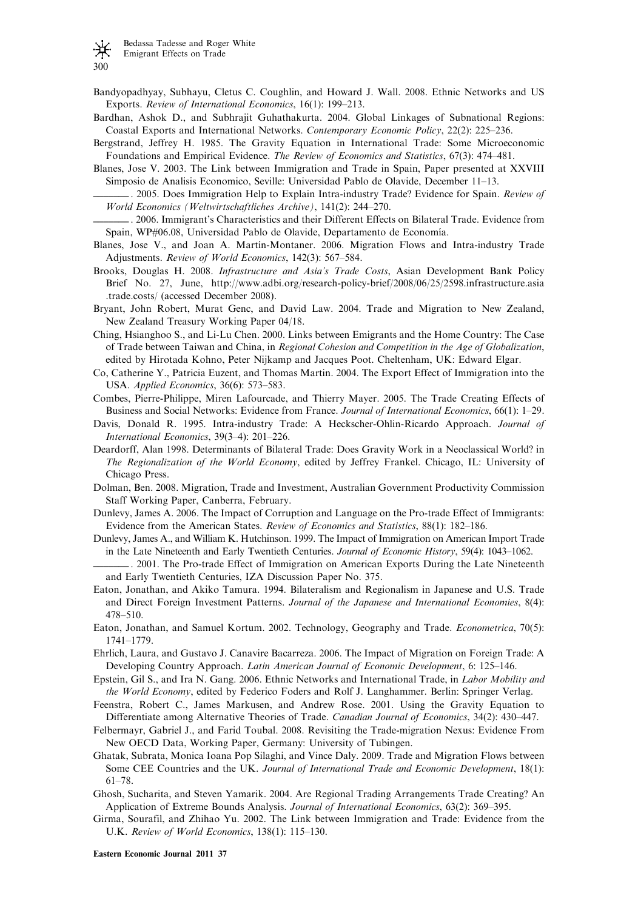Bandyopadhyay, Subhayu, Cletus C. Coughlin, and Howard J. Wall. 2008. Ethnic Networks and US Exports. *Review of International Economics*, 16(1): 199–213.

Bardhan, Ashok D., and Subhrajit Guhathakurta. 2004. Global Linkages of Subnational Regions: Coastal Exports and International Networks. *Contemporary Economic Policy*, 22(2): 225–236.

Bergstrand, Jeffrey H. 1985. The Gravity Equation in International Trade: Some Microeconomic Foundations and Empirical Evidence. *The Review of Economics and Statistics*, 67(3): 474–481.

Blanes, Jose V. 2003. The Link between Immigration and Trade in Spain, Paper presented at XXVIII Simposio de Analisis Economico, Seville: Universidad Pablo de Olavide, December 11–13.

———. 2005. Does Immigration Help to Explain Intra-industry Trade? Evidence for Spain. *Review of World Economics (Weltwirtschaftliches Archive)*, 141(2): 244–270.

———. 2006. Immigrant's Characteristics and their Different Effects on Bilateral Trade. Evidence from Spain, WP#06.08, Universidad Pablo de Olavide, Departamento de Economía.

Blanes, Jose V., and Joan A. Martín-Montaner. 2006. Migration Flows and Intra-industry Trade Adjustments. *Review of World Economics*, 142(3): 567–584.

Brooks, Douglas H. 2008. *Infrastructure and Asia's Trade Costs*, Asian Development Bank Policy Brief No. 27, June, http://www.adbi.org/research-policy-brief/2008/06/25/2598.infrastructure.asia.trade.costs/ (accessed December 2008).

Bryant, John Robert, Murat Genc, and David Law. 2004. Trade and Migration to New Zealand, New Zealand Treasury Working Paper 04/18.

Ching, Hsianghoo S., and Li-Lu Chen. 2000. Links between Emigrants and the Home Country: The Case of Trade between Taiwan and China, in *Regional Cohesion and Competition in the Age of Globalization*, edited by Hirotada Kohno, Peter Nijkamp and Jacques Poot. Cheltenham, UK: Edward Elgar.

Co, Catherine Y., Patricia Euzent, and Thomas Martin. 2004. The Export Effect of Immigration into the USA. *Applied Economics*, 36(6): 573–583.

Combes, Pierre-Philippe, Miren Lafourcade, and Thierry Mayer. 2005. The Trade Creating Effects of Business and Social Networks: Evidence from France. *Journal of International Economics*, 66(1): 1–29.

Davis, Donald R. 1995. Intra-industry Trade: A Heckscher-Ohlin-Ricardo Approach. *Journal of International Economics*, 39(3–4): 201–226.

Deardorff, Alan 1998. Determinants of Bilateral Trade: Does Gravity Work in a Neoclassical World? in *The Regionalization of the World Economy*, edited by Jeffrey Frankel. Chicago, IL: University of Chicago Press.

Dolman, Ben. 2008. Migration, Trade and Investment, Australian Government Productivity Commission Staff Working Paper, Canberra, February.

Dunlevy, James A. 2006. The Impact of Corruption and Language on the Pro-trade Effect of Immigrants: Evidence from the American States. *Review of Economics and Statistics*, 88(1): 182–186.

Dunlevy, James A., and William K. Hutchinson. 1999. The Impact of Immigration on American Import Trade in the Late Nineteenth and Early Twentieth Centuries. *Journal of Economic History*, 59(4): 1043–1062.

———. 2001. The Pro-trade Effect of Immigration on American Exports During the Late Nineteenth and Early Twentieth Centuries, IZA Discussion Paper No. 375.

Eaton, Jonathan, and Akiko Tamura. 1994. Bilateralism and Regionalism in Japanese and U.S. Trade and Direct Foreign Investment Patterns. *Journal of the Japanese and International Economies*, 8(4): 478–510.

Eaton, Jonathan, and Samuel Kortum. 2002. Technology, Geography and Trade. *Econometrica*, 70(5): 1741–1779.

Ehrlich, Laura, and Gustavo J. Canavire Bacarreza. 2006. The Impact of Migration on Foreign Trade: A Developing Country Approach. *Latin American Journal of Economic Development*, 6: 125–146.

Epstein, Gil S., and Ira N. Gang. 2006. Ethnic Networks and International Trade, in *Labor Mobility and the World Economy*, edited by Federico Foders and Rolf J. Langhammer. Berlin: Springer Verlag.

Feenstra, Robert C., James Markusen, and Andrew Rose. 2001. Using the Gravity Equation to Differentiate among Alternative Theories of Trade. *Canadian Journal of Economics*, 34(2): 430–447.

Felbermayr, Gabriel J., and Farid Toubal. 2008. Revisiting the Trade-migration Nexus: Evidence From New OECD Data, Working Paper, Germany: University of Tubingen.

Ghatak, Subrata, Monica Ioana Pop Silaghi, and Vince Daly. 2009. Trade and Migration Flows between Some CEE Countries and the UK. *Journal of International Trade and Economic Development*, 18(1): 61–78.

Ghosh, Sucharita, and Steven Yamarik. 2004. Are Regional Trading Arrangements Trade Creating? An Application of Extreme Bounds Analysis. *Journal of International Economics*, 63(2): 369–395.

Girma, Sourafil, and Zhihao Yu. 2002. The Link between Immigration and Trade: Evidence from the U.K. *Review of World Economics*, 138(1): 115–130.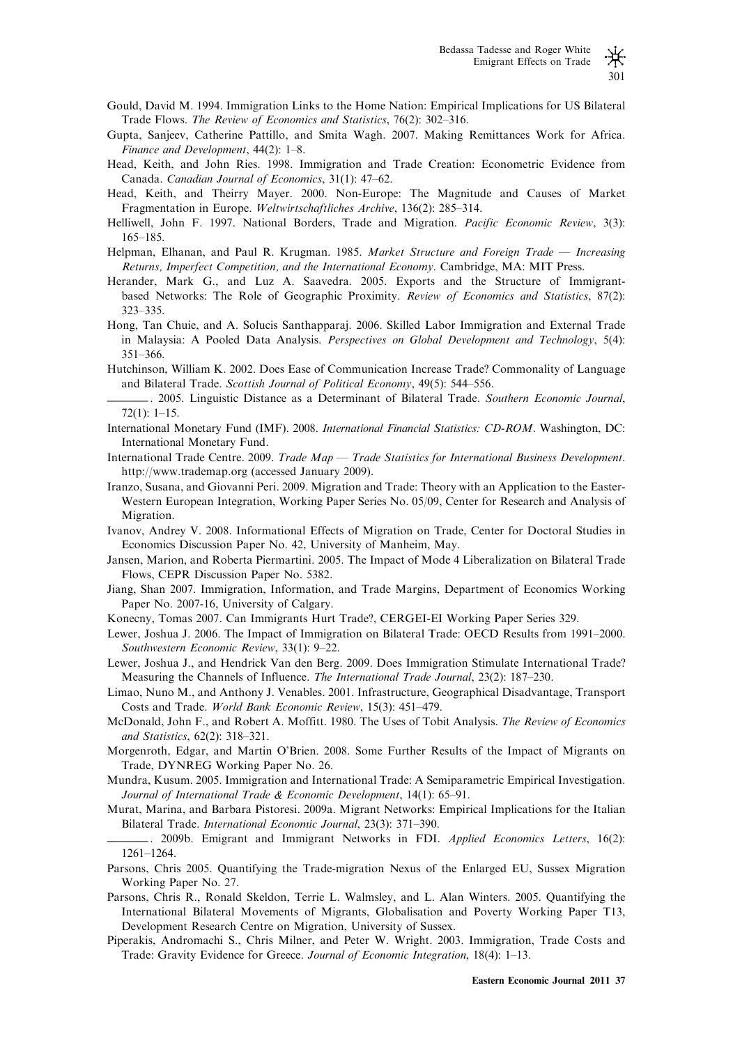Gould, David M. 1994. Immigration Links to the Home Nation: Empirical Implications for US Bilateral Trade Flows. *The Review of Economics and Statistics*, 76(2): 302–316.

Gupta, Sanjeev, Catherine Pattillo, and Smita Wagh. 2007. Making Remittances Work for Africa. *Finance and Development*, 44(2): 1–8.

Head, Keith, and John Ries. 1998. Immigration and Trade Creation: Econometric Evidence from Canada. *Canadian Journal of Economics*, 31(1): 47–62.

Head, Keith, and Theirry Mayer. 2000. Non-Europe: The Magnitude and Causes of Market Fragmentation in Europe. *Weltwirtschaftliches Archive*, 136(2): 285–314.

Helliwell, John F. 1997. National Borders, Trade and Migration. *Pacific Economic Review*, 3(3): 165–185.

Helpman, Elhanan, and Paul R. Krugman. 1985. *Market Structure and Foreign Trade — Increasing Returns, Imperfect Competition, and the International Economy*. Cambridge, MA: MIT Press.

Herander, Mark G., and Luz A. Saavedra. 2005. Exports and the Structure of Immigrant-based Networks: The Role of Geographic Proximity. *Review of Economics and Statistics*, 87(2): 323–335.

Hong, Tan Chuie, and A. Solucis Santhapparaj. 2006. Skilled Labor Immigration and External Trade in Malaysia: A Pooled Data Analysis. *Perspectives on Global Development and Technology*, 5(4): 351–366.

Hutchinson, William K. 2002. Does Ease of Communication Increase Trade? Commonality of Language and Bilateral Trade. *Scottish Journal of Political Economy*, 49(5): 544–556.

———. 2005. Linguistic Distance as a Determinant of Bilateral Trade. *Southern Economic Journal*, 72(1): 1–15.

International Monetary Fund (IMF). 2008. *International Financial Statistics: CD-ROM*. Washington, DC: International Monetary Fund.

International Trade Centre. 2009. *Trade Map — Trade Statistics for International Business Development*. http://www.trademap.org (accessed January 2009).

Iranzo, Susana, and Giovanni Peri. 2009. Migration and Trade: Theory with an Application to the Easter-Western European Integration, Working Paper Series No. 05/09, Center for Research and Analysis of Migration.

Ivanov, Andrey V. 2008. Informational Effects of Migration on Trade, Center for Doctoral Studies in Economics Discussion Paper No. 42, University of Manheim, May.

Jansen, Marion, and Roberta Piermartini. 2005. The Impact of Mode 4 Liberalization on Bilateral Trade Flows, CEPR Discussion Paper No. 5382.

Jiang, Shan 2007. Immigration, Information, and Trade Margins, Department of Economics Working Paper No. 2007-16, University of Calgary.

Konecny, Tomas 2007. Can Immigrants Hurt Trade?, CERGEI-EI Working Paper Series 329.

Lewer, Joshua J. 2006. The Impact of Immigration on Bilateral Trade: OECD Results from 1991–2000. *Southwestern Economic Review*, 33(1): 9–22.

Lewer, Joshua J., and Hendrick Van den Berg. 2009. Does Immigration Stimulate International Trade? Measuring the Channels of Influence. *The International Trade Journal*, 23(2): 187–230.

Limao, Nuno M., and Anthony J. Venables. 2001. Infrastructure, Geographical Disadvantage, Transport Costs and Trade. *World Bank Economic Review*, 15(3): 451–479.

McDonald, John F., and Robert A. Moffitt. 1980. The Uses of Tobit Analysis. *The Review of Economics and Statistics*, 62(2): 318–321.

Morgenroth, Edgar, and Martin O'Brien. 2008. Some Further Results of the Impact of Migrants on Trade, DYNREG Working Paper No. 26.

Mundra, Kusum. 2005. Immigration and International Trade: A Semiparametric Empirical Investigation. *Journal of International Trade & Economic Development*, 14(1): 65–91.

Murat, Marina, and Barbara Pistoresi. 2009a. Migrant Networks: Empirical Implications for the Italian Bilateral Trade. *International Economic Journal*, 23(3): 371–390.

———. 2009b. Emigrant and Immigrant Networks in FDI. *Applied Economics Letters*, 16(2): 1261–1264.

Parsons, Chris 2005. Quantifying the Trade-migration Nexus of the Enlarged EU, Sussex Migration Working Paper No. 27.

Parsons, Chris R., Ronald Skeldon, Terrie L. Walmsley, and L. Alan Winters. 2005. Quantifying the International Bilateral Movements of Migrants, Globalisation and Poverty Working Paper T13, Development Research Centre on Migration, University of Sussex.

Piperakis, Andromachi S., Chris Milner, and Peter W. Wright. 2003. Immigration, Trade Costs and Trade: Gravity Evidence for Greece. *Journal of Economic Integration*, 18(4): 1–13.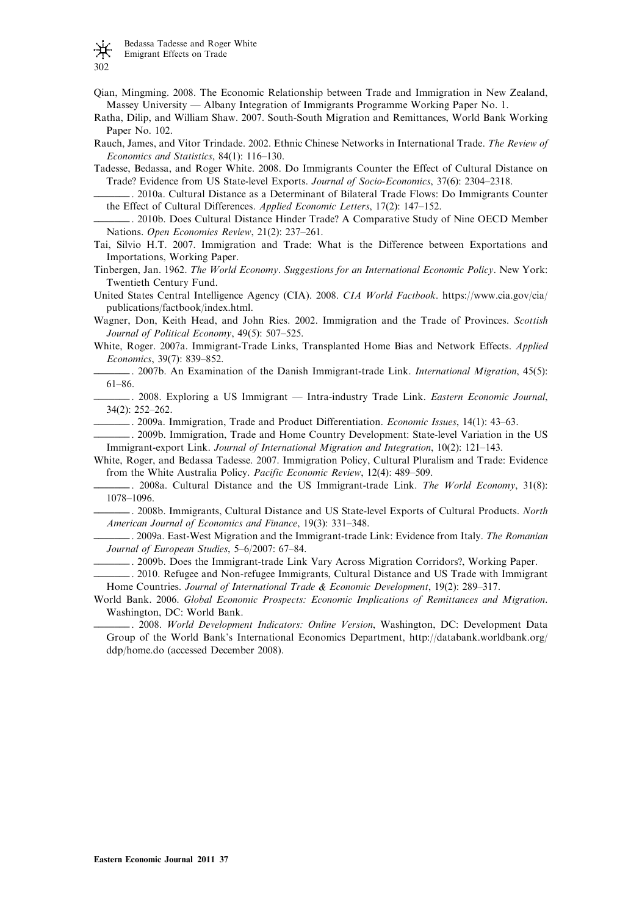Qian, Mingming. 2008. The Economic Relationship between Trade and Immigration in New Zealand, Massey University — Albany Integration of Immigrants Programme Working Paper No. 1.

Ratha, Dilip, and William Shaw. 2007. South-South Migration and Remittances, World Bank Working Paper No. 102.

Rauch, James, and Vitor Trindade. 2002. Ethnic Chinese Networks in International Trade. *The Review of Economics and Statistics*, 84(1): 116–130.

Tadesse, Bedassa, and Roger White. 2008. Do Immigrants Counter the Effect of Cultural Distance on Trade? Evidence from US State-level Exports. *Journal of Socio-Economics*, 37(6): 2304–2318.

———. 2010a. Cultural Distance as a Determinant of Bilateral Trade Flows: Do Immigrants Counter the Effect of Cultural Differences. *Applied Economic Letters*, 17(2): 147–152.

———. 2010b. Does Cultural Distance Hinder Trade? A Comparative Study of Nine OECD Member Nations. *Open Economies Review*, 21(2): 237–261.

Tai, Silvio H.T. 2007. Immigration and Trade: What is the Difference between Exportations and Importations, Working Paper.

Tinbergen, Jan. 1962. *The World Economy*. *Suggestions for an International Economic Policy*. New York: Twentieth Century Fund.

United States Central Intelligence Agency (CIA). 2008. *CIA World Factbook*. https://www.cia.gov/cia/publications/factbook/index.html.

Wagner, Don, Keith Head, and John Ries. 2002. Immigration and the Trade of Provinces. *Scottish Journal of Political Economy*, 49(5): 507–525.

White, Roger. 2007a. Immigrant-Trade Links, Transplanted Home Bias and Network Effects. *Applied Economics*, 39(7): 839–852.

———. 2007b. An Examination of the Danish Immigrant-trade Link. *International Migration*, 45(5): 61–86.

———. 2008. Exploring a US Immigrant — Intra-industry Trade Link. *Eastern Economic Journal*, 34(2): 252–262.

———. 2009a. Immigration, Trade and Product Differentiation. *Economic Issues*, 14(1): 43–63.

———. 2009b. Immigration, Trade and Home Country Development: State-level Variation in the US Immigrant-export Link. *Journal of International Migration and Integration*, 10(2): 121–143.

White, Roger, and Bedassa Tadesse. 2007. Immigration Policy, Cultural Pluralism and Trade: Evidence from the White Australia Policy. *Pacific Economic Review*, 12(4): 489–509.

———. 2008a. Cultural Distance and the US Immigrant-trade Link. *The World Economy*, 31(8): 1078–1096.

———. 2008b. Immigrants, Cultural Distance and US State-level Exports of Cultural Products. *North American Journal of Economics and Finance*, 19(3): 331–348.

———. 2009a. East-West Migration and the Immigrant-trade Link: Evidence from Italy. *The Romanian Journal of European Studies*, 5–6/2007: 67–84.

———. 2009b. Does the Immigrant-trade Link Vary Across Migration Corridors?, Working Paper.

———. 2010. Refugee and Non-refugee Immigrants, Cultural Distance and US Trade with Immigrant Home Countries. *Journal of International Trade & Economic Development*, 19(2): 289–317.

World Bank. 2006. *Global Economic Prospects: Economic Implications of Remittances and Migration*. Washington, DC: World Bank.

———. 2008. *World Development Indicators: Online Version*, Washington, DC: Development Data Group of the World Bank's International Economics Department, http://databank.worldbank.org/ddp/home.do (accessed December 2008).